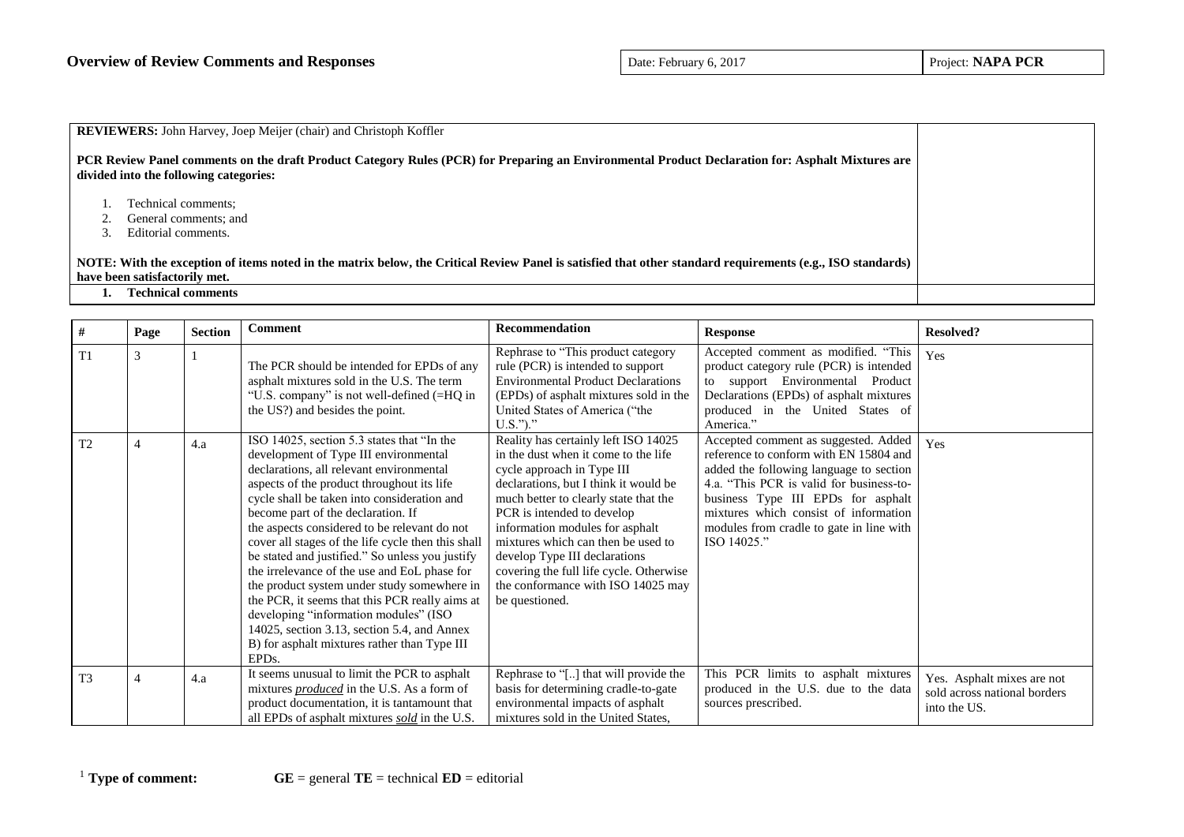## Overview of Review Comments and Responses

| Date: February 6, 2017 | Project: **NAPA PCR** |
|---|---|

**REVIEWERS:** John Harvey, Joep Meijer (chair) and Christoph Koffler

**PCR Review Panel comments on the draft Product Category Rules (PCR) for Preparing an Environmental Product Declaration for: Asphalt Mixtures are divided into the following categories:**

1. Technical comments;
2. General comments; and
3. Editorial comments.

**NOTE: With the exception of items noted in the matrix below, the Critical Review Panel is satisfied that other standard requirements (e.g., ISO standards) have been satisfactorily met.**

1. **Technical comments**

| # | Page | Section | Comment | Recommendation | Response | Resolved? |
|---|---|---|---|---|---|---|
| T1 | 3 | 1 | The PCR should be intended for EPDs of any asphalt mixtures sold in the U.S. The term "U.S. company" is not well-defined (=HQ in the US?) and besides the point. | Rephrase to "This product category rule (PCR) is intended to support Environmental Product Declarations (EPDs) of asphalt mixtures sold in the United States of America ("the U.S.")." | Accepted comment as modified. "This product category rule (PCR) is intended to support Environmental Product Declarations (EPDs) of asphalt mixtures produced in the United States of America." | Yes |
| T2 | 4 | 4.a | ISO 14025, section 5.3 states that "In the development of Type III environmental declarations, all relevant environmental aspects of the product throughout its life cycle shall be taken into consideration and become part of the declaration. If the aspects considered to be relevant do not cover all stages of the life cycle then this shall be stated and justified." So unless you justify the irrelevance of the use and EoL phase for the product system under study somewhere in the PCR, it seems that this PCR really aims at developing "information modules" (ISO 14025, section 3.13, section 5.4, and Annex B) for asphalt mixtures rather than Type III EPDs. | Reality has certainly left ISO 14025 in the dust when it come to the life cycle approach in Type III declarations, but I think it would be much better to clearly state that the PCR is intended to develop information modules for asphalt mixtures which can then be used to develop Type III declarations covering the full life cycle. Otherwise the conformance with ISO 14025 may be questioned. | Accepted comment as suggested. Added reference to conform with EN 15804 and added the following language to section 4.a. "This PCR is valid for business-to-business Type III EPDs for asphalt mixtures which consist of information modules from cradle to gate in line with ISO 14025." | Yes |
| T3 | 4 | 4.a | It seems unusual to limit the PCR to asphalt mixtures *produced* in the U.S. As a form of product documentation, it is tantamount that all EPDs of asphalt mixtures *sold* in the U.S. | Rephrase to "[..] that will provide the basis for determining cradle-to-gate environmental impacts of asphalt mixtures sold in the United States, | This PCR limits to asphalt mixtures produced in the U.S. due to the data sources prescribed. | Yes. Asphalt mixes are not sold across national borders into the U.S. |

[1] **Type of comment:** **GE** = general **TE** = technical **ED** = editorial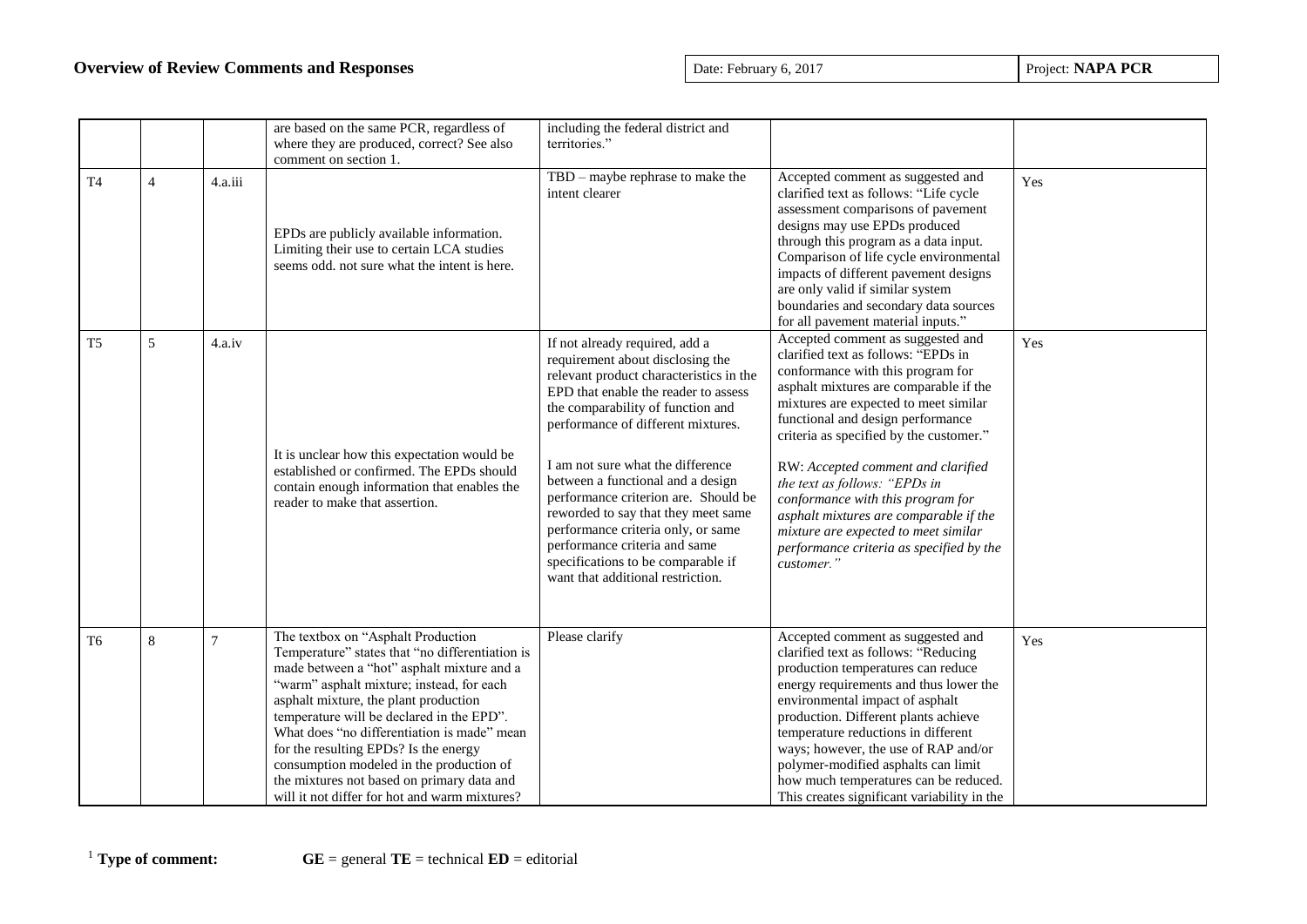## Overview of Review Comments and Responses

| Date: February 6, 2017 | Project: **NAPA PCR** |
|---|---|

| | | | | | | |
|---|---|---|---|---|---|---|
| | | | are based on the same PCR, regardless of where they are produced, correct? See also comment on section 1. | including the federal district and territories." | | |
| T4 | 4 | 4.a.iii | EPDs are publicly available information. Limiting their use to certain LCA studies seems odd. not sure what the intent is here. | TBD – maybe rephrase to make the intent clearer | Accepted comment as suggested and clarified text as follows: "Life cycle assessment comparisons of pavement designs may use EPDs produced through this program as a data input. Comparison of life cycle environmental impacts of different pavement designs are only valid if similar system boundaries and secondary data sources for all pavement material inputs." | Yes |
| T5 | 5 | 4.a.iv | It is unclear how this expectation would be established or confirmed. The EPDs should contain enough information that enables the reader to make that assertion. | If not already required, add a requirement about disclosing the relevant product characteristics in the EPD that enable the reader to assess the comparability of function and performance of different mixtures.<br><br>I am not sure what the difference between a functional and a design performance criterion are. Should be reworded to say that they meet same performance criteria only, or same performance criteria and same specifications to be comparable if want that additional restriction. | Accepted comment as suggested and clarified text as follows: "EPDs in conformance with this program for asphalt mixtures are comparable if the mixtures are expected to meet similar functional and design performance criteria as specified by the customer."<br><br>RW: *Accepted comment and clarified the text as follows: "EPDs in conformance with this program for asphalt mixtures are comparable if the mixture are expected to meet similar performance criteria as specified by the customer."* | Yes |
| T6 | 8 | 7 | The textbox on "Asphalt Production Temperature" states that "no differentiation is made between a "hot" asphalt mixture and a "warm" asphalt mixture; instead, for each asphalt mixture, the plant production temperature will be declared in the EPD". What does "no differentiation is made" mean for the resulting EPDs? Is the energy consumption modeled in the production of the mixtures not based on primary data and will it not differ for hot and warm mixtures? | Please clarify | Accepted comment as suggested and clarified text as follows: "Reducing production temperatures can reduce energy requirements and thus lower the environmental impact of asphalt production. Different plants achieve temperature reductions in different ways; however, the use of RAP and/or polymer-modified asphalts can limit how much temperatures can be reduced. This creates significant variability in the | Yes |

[1] **Type of comment:** **GE** = general **TE** = technical **ED** = editorial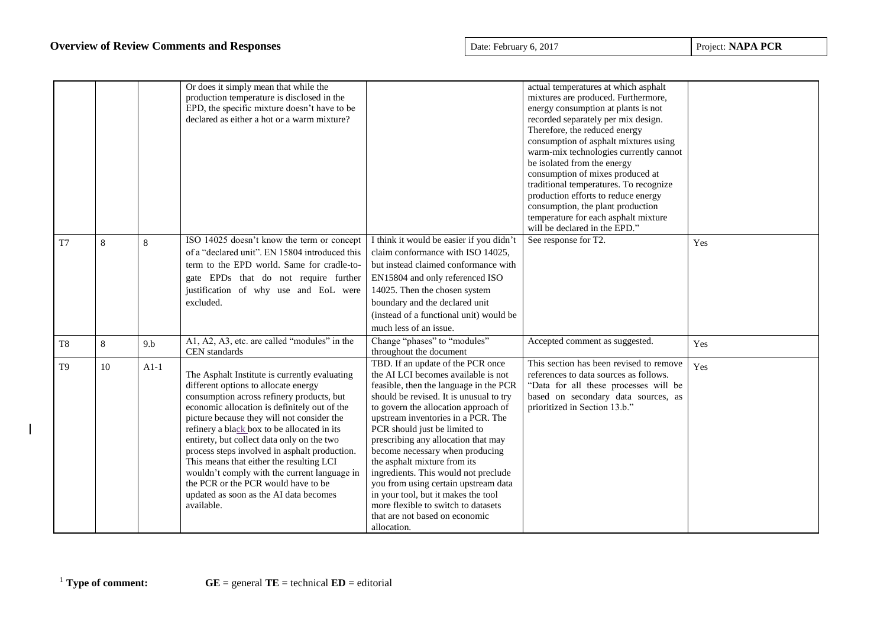| | | | | | | |
|---|---|---|---|---|---|---|
| | | | Or does it simply mean that while the production temperature is disclosed in the EPD, the specific mixture doesn't have to be declared as either a hot or a warm mixture? | | actual temperatures at which asphalt mixtures are produced. Furthermore, energy consumption at plants is not recorded separately per mix design. Therefore, the reduced energy consumption of asphalt mixtures using warm-mix technologies currently cannot be isolated from the energy consumption of mixes produced at traditional temperatures. To recognize production efforts to reduce energy consumption, the plant production temperature for each asphalt mixture will be declared in the EPD." | |
| T7 | 8 | 8 | ISO 14025 doesn't know the term or concept of a "declared unit". EN 15804 introduced this term to the EPD world. Same for cradle-to-gate EPDs that do not require further justification of why use and EoL were excluded. | I think it would be easier if you didn't claim conformance with ISO 14025, but instead claimed conformance with EN15804 and only referenced ISO 14025. Then the chosen system boundary and the declared unit (instead of a functional unit) would be much less of an issue. | See response for T2. | Yes |
| T8 | 8 | 9.b | A1, A2, A3, etc. are called "modules" in the CEN standards | Change "phases" to "modules" throughout the document | Accepted comment as suggested. | Yes |
| T9 | 10 | A1-1 | The Asphalt Institute is currently evaluating different options to allocate energy consumption across refinery products, but economic allocation is definitely out of the picture because they will not consider the refinery a black box to be allocated in its entirety, but collect data only on the two process steps involved in asphalt production. This means that either the resulting LCI wouldn't comply with the current language in the PCR or the PCR would have to be updated as soon as the AI data becomes available. | TBD. If an update of the PCR once the AI LCI becomes available is not feasible, then the language in the PCR should be revised. It is unusual to try to govern the allocation approach of upstream inventories in a PCR. The PCR should just be limited to prescribing any allocation that may become necessary when producing the asphalt mixture from its ingredients. This would not preclude you from using certain upstream data in your tool, but it makes the tool more flexible to switch to datasets that are not based on economic allocation. | This section has been revised to remove references to data sources as follows. "Data for all these processes will be based on secondary data sources, as prioritized in Section 13.b." | Yes |

[1] **Type of comment:** **GE** = general **TE** = technical **ED** = editorial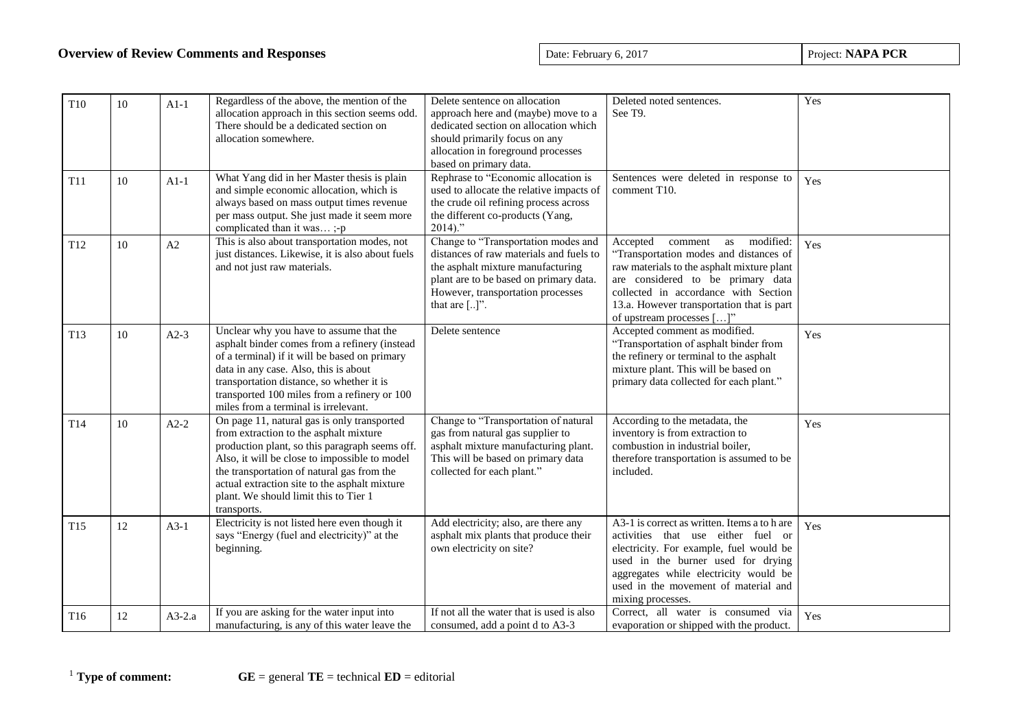# Overview of Review Comments and Responses

Date: February 6, 2017 | Project: **NAPA PCR**

| | | | | | | |
|---|---|---|---|---|---|---|
| T10 | 10 | A1-1 | Regardless of the above, the mention of the allocation approach in this section seems odd. There should be a dedicated section on allocation somewhere. | Delete sentence on allocation approach here and (maybe) move to a dedicated section on allocation which should primarily focus on any allocation in foreground processes based on primary data. | Deleted noted sentences. See T9. | Yes |
| T11 | 10 | A1-1 | What Yang did in her Master thesis is plain and simple economic allocation, which is always based on mass output times revenue per mass output. She just made it seem more complicated than it was… ;-p | Rephrase to "Economic allocation is used to allocate the relative impacts of the crude oil refining process across the different co-products (Yang, 2014)." | Sentences were deleted in response to comment T10. | Yes |
| T12 | 10 | A2 | This is also about transportation modes, not just distances. Likewise, it is also about fuels and not just raw materials. | Change to "Transportation modes and distances of raw materials and fuels to the asphalt mixture manufacturing plant are to be based on primary data. However, transportation processes that are [..]". | Accepted comment as modified: "Transportation modes and distances of raw materials to the asphalt mixture plant are considered to be primary data collected in accordance with Section 13.a. However transportation that is part of upstream processes […]" | Yes |
| T13 | 10 | A2-3 | Unclear why you have to assume that the asphalt binder comes from a refinery (instead of a terminal) if it will be based on primary data in any case. Also, this is about transportation distance, so whether it is transported 100 miles from a refinery or 100 miles from a terminal is irrelevant. | Delete sentence | Accepted comment as modified. "Transportation of asphalt binder from the refinery or terminal to the asphalt mixture plant. This will be based on primary data collected for each plant." | Yes |
| T14 | 10 | A2-2 | On page 11, natural gas is only transported from extraction to the asphalt mixture production plant, so this paragraph seems off. Also, it will be close to impossible to model the transportation of natural gas from the actual extraction site to the asphalt mixture plant. We should limit this to Tier 1 transports. | Change to "Transportation of natural gas from natural gas supplier to asphalt mixture manufacturing plant. This will be based on primary data collected for each plant." | According to the metadata, the inventory is from extraction to combustion in industrial boiler, therefore transportation is assumed to be included. | Yes |
| T15 | 12 | A3-1 | Electricity is not listed here even though it says "Energy (fuel and electricity)" at the beginning. | Add electricity; also, are there any asphalt mix plants that produce their own electricity on site? | A3-1 is correct as written. Items a to h are activities that use either fuel or electricity. For example, fuel would be used in the burner used for drying aggregates while electricity would be used in the movement of material and mixing processes. | Yes |
| T16 | 12 | A3-2.a | If you are asking for the water input into manufacturing, is any of this water leave the | If not all the water that is used is also consumed, add a point d to A3-3 | Correct, all water is consumed via evaporation or shipped with the product. | Yes |

[1] **Type of comment:** **GE** = general **TE** = technical **ED** = editorial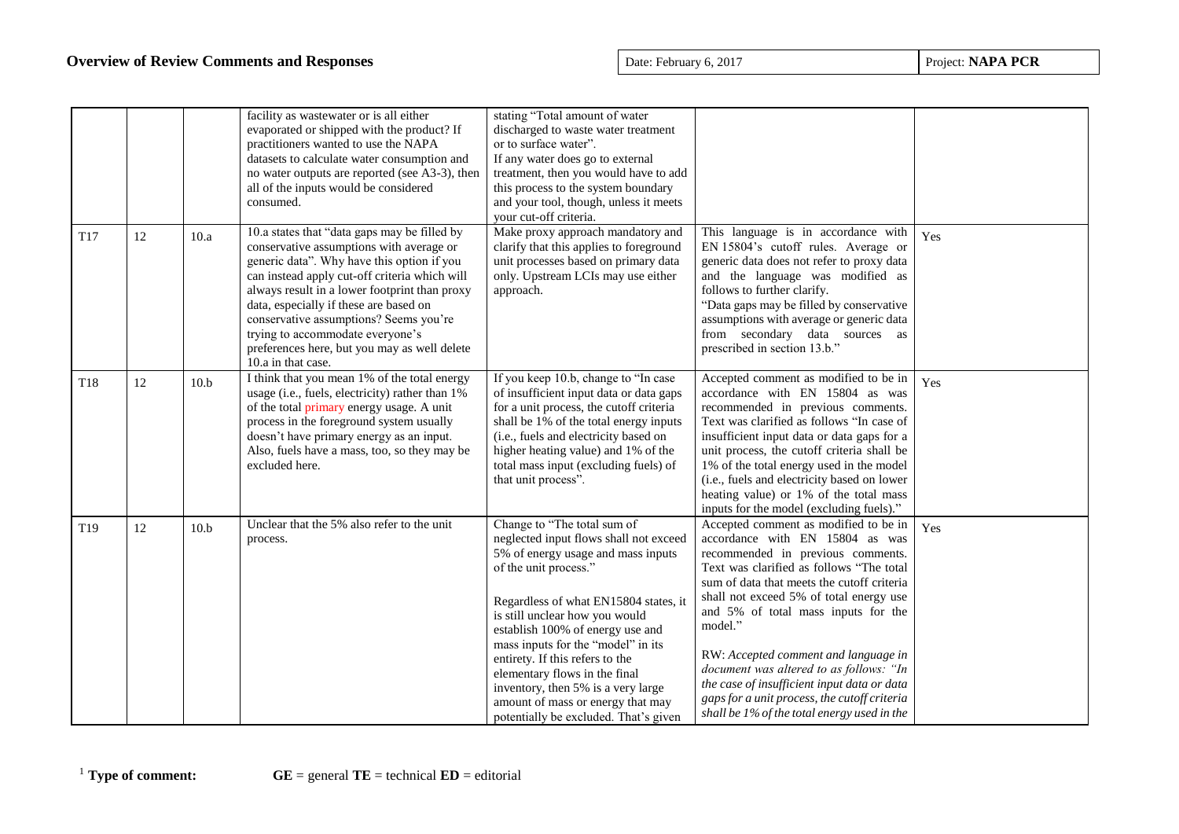| | | | | | | |
|---|---|---|---|---|---|---|
| | | | facility as wastewater or is all either evaporated or shipped with the product? If practitioners wanted to use the NAPA datasets to calculate water consumption and no water outputs are reported (see A3-3), then all of the inputs would be considered consumed. | stating "Total amount of water discharged to waste water treatment or to surface water". If any water does go to external treatment, then you would have to add this process to the system boundary and your tool, though, unless it meets your cut-off criteria. | | |
| T17 | 12 | 10.a | 10.a states that "data gaps may be filled by conservative assumptions with average or generic data". Why have this option if you can instead apply cut-off criteria which will always result in a lower footprint than proxy data, especially if these are based on conservative assumptions? Seems you're trying to accommodate everyone's preferences here, but you may as well delete 10.a in that case. | Make proxy approach mandatory and clarify that this applies to foreground unit processes based on primary data only. Upstream LCIs may use either approach. | This language is in accordance with EN 15804's cutoff rules. Average or generic data does not refer to proxy data and the language was modified as follows to further clarify. "Data gaps may be filled by conservative assumptions with average or generic data from secondary data sources as prescribed in section 13.b." | Yes |
| T18 | 12 | 10.b | I think that you mean 1% of the total energy usage (i.e., fuels, electricity) rather than 1% of the total primary energy usage. A unit process in the foreground system usually doesn't have primary energy as an input. Also, fuels have a mass, too, so they may be excluded here. | If you keep 10.b, change to "In case of insufficient input data or data gaps for a unit process, the cutoff criteria shall be 1% of the total energy inputs (i.e., fuels and electricity based on higher heating value) and 1% of the total mass input (excluding fuels) of that unit process". | Accepted comment as modified to be in accordance with EN 15804 as was recommended in previous comments. Text was clarified as follows "In case of insufficient input data or data gaps for a unit process, the cutoff criteria shall be 1% of the total energy used in the model (i.e., fuels and electricity based on lower heating value) or 1% of the total mass inputs for the model (excluding fuels)." | Yes |
| T19 | 12 | 10.b | Unclear that the 5% also refer to the unit process. | Change to "The total sum of neglected input flows shall not exceed 5% of energy usage and mass inputs of the unit process."<br><br>Regardless of what EN15804 states, it is still unclear how you would establish 100% of energy use and mass inputs for the "model" in its entirety. If this refers to the elementary flows in the final inventory, then 5% is a very large amount of mass or energy that may potentially be excluded. That's given | Accepted comment as modified to be in accordance with EN 15804 as was recommended in previous comments. Text was clarified as follows "The total sum of data that meets the cutoff criteria shall not exceed 5% of total energy use and 5% of total mass inputs for the model."<br><br>RW: *Accepted comment and language in document was altered to as follows: "In the case of insufficient input data or data gaps for a unit process, the cutoff criteria shall be 1% of the total energy used in the* | Yes |

[1] **Type of comment:** **GE** = general **TE** = technical **ED** = editorial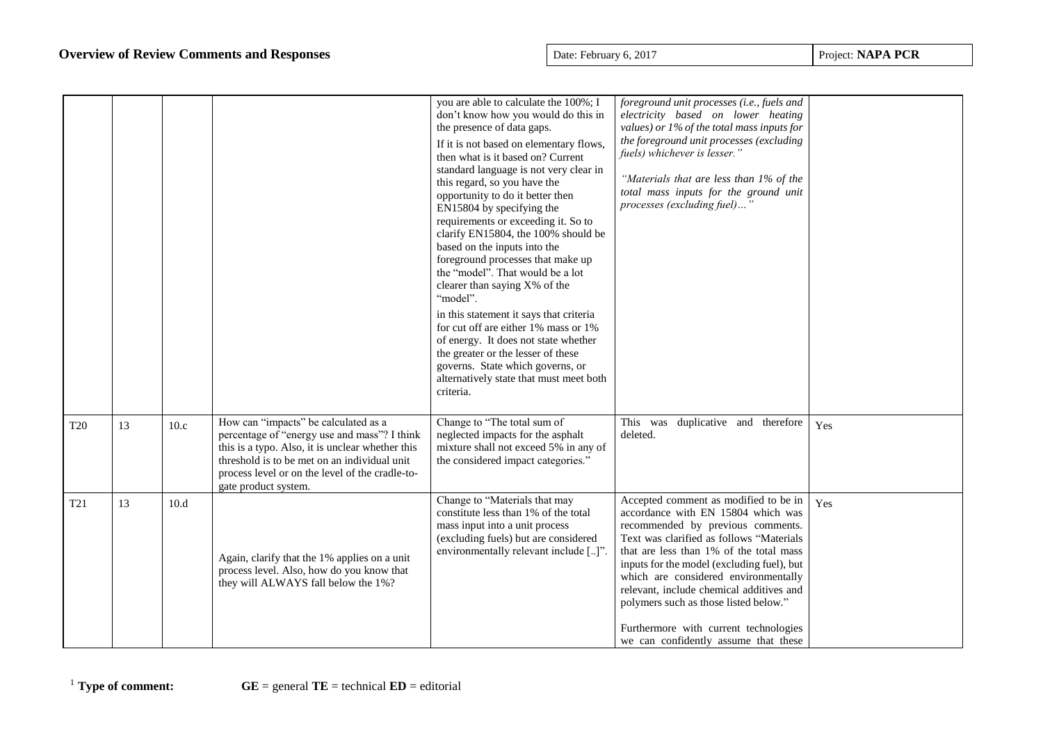| | | | | you are able to calculate the 100%; I don't know how you would do this in the presence of data gaps.<br><br>If it is not based on elementary flows, then what is it based on? Current standard language is not very clear in this regard, so you have the opportunity to do it better then EN15804 by specifying the requirements or exceeding it. So to clarify EN15804, the 100% should be based on the inputs into the foreground processes that make up the "model". That would be a lot clearer than saying X% of the "model".<br><br>in this statement it says that criteria for cut off are either 1% mass or 1% of energy. It does not state whether the greater or the lesser of these governs. State which governs, or alternatively state that must meet both criteria. | *foreground unit processes (i.e., fuels and electricity based on lower heating values) or 1% of the total mass inputs for the foreground unit processes (excluding fuels) whichever is lesser."*<br><br>*"Materials that are less than 1% of the total mass inputs for the ground unit processes (excluding fuel)…"* | |
|---|---|---|---|---|---|---|
| T20 | 13 | 10.c | How can "impacts" be calculated as a percentage of "energy use and mass"? I think this is a typo. Also, it is unclear whether this threshold is to be met on an individual unit process level or on the level of the cradle-to-gate product system. | Change to "The total sum of neglected impacts for the asphalt mixture shall not exceed 5% in any of the considered impact categories." | This was duplicative and therefore deleted. | Yes |
| T21 | 13 | 10.d | Again, clarify that the 1% applies on a unit process level. Also, how do you know that they will ALWAYS fall below the 1%? | Change to "Materials that may constitute less than 1% of the total mass input into a unit process (excluding fuels) but are considered environmentally relevant include [..]". | Accepted comment as modified to be in accordance with EN 15804 which was recommended by previous comments. Text was clarified as follows "Materials that are less than 1% of the total mass inputs for the model (excluding fuel), but which are considered environmentally relevant, include chemical additives and polymers such as those listed below."<br><br>Furthermore with current technologies we can confidently assume that these | Yes |

[1] **Type of comment:** **GE** = general **TE** = technical **ED** = editorial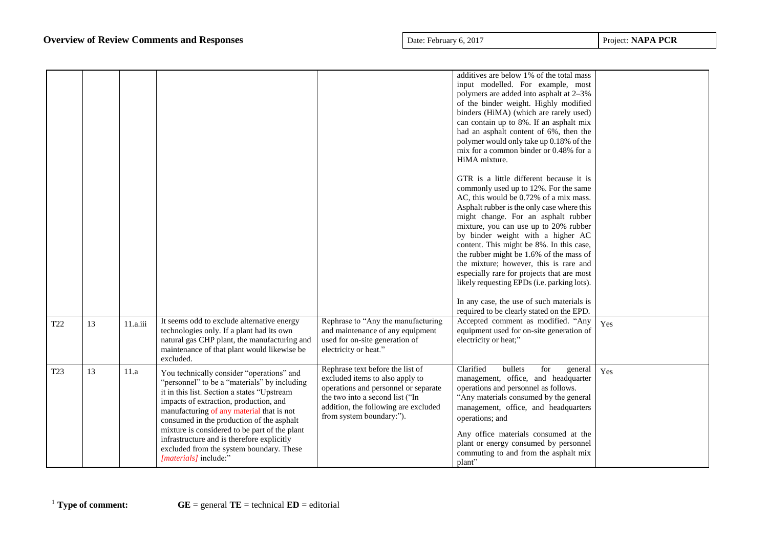| | | | | | | |
|---|---|---|---|---|---|---|
| | | | | | additives are below 1% of the total mass input modelled. For example, most polymers are added into asphalt at 2–3% of the binder weight. Highly modified binders (HiMA) (which are rarely used) can contain up to 8%. If an asphalt mix had an asphalt content of 6%, then the polymer would only take up 0.18% of the mix for a common binder or 0.48% for a HiMA mixture.<br><br>GTR is a little different because it is commonly used up to 12%. For the same AC, this would be 0.72% of a mix mass. Asphalt rubber is the only case where this might change. For an asphalt rubber mixture, you can use up to 20% rubber by binder weight with a higher AC content. This might be 8%. In this case, the rubber might be 1.6% of the mass of the mixture; however, this is rare and especially rare for projects that are most likely requesting EPDs (i.e. parking lots).<br><br>In any case, the use of such materials is required to be clearly stated on the EPD. | |
| T22 | 13 | 11.a.iii | It seems odd to exclude alternative energy technologies only. If a plant had its own natural gas CHP plant, the manufacturing and maintenance of that plant would likewise be excluded. | Rephrase to "Any the manufacturing and maintenance of any equipment used for on-site generation of electricity or heat." | Accepted comment as modified. "Any equipment used for on-site generation of electricity or heat;" | Yes |
| T23 | 13 | 11.a | You technically consider "operations" and "personnel" to be a "materials" by including it in this list. Section a states "Upstream impacts of extraction, production, and manufacturing of any material that is not consumed in the production of the asphalt mixture is considered to be part of the plant infrastructure and is therefore explicitly excluded from the system boundary. These *[materials]* include:" | Rephrase text before the list of excluded items to also apply to operations and personnel or separate the two into a second list ("In addition, the following are excluded from system boundary:"). | Clarified bullets for general management, office, and headquarter operations and personnel as follows. "Any materials consumed by the general management, office, and headquarters operations; and<br><br>Any office materials consumed at the plant or energy consumed by personnel commuting to and from the asphalt mix plant" | Yes |

[1] **Type of comment:** **GE** = general **TE** = technical **ED** = editorial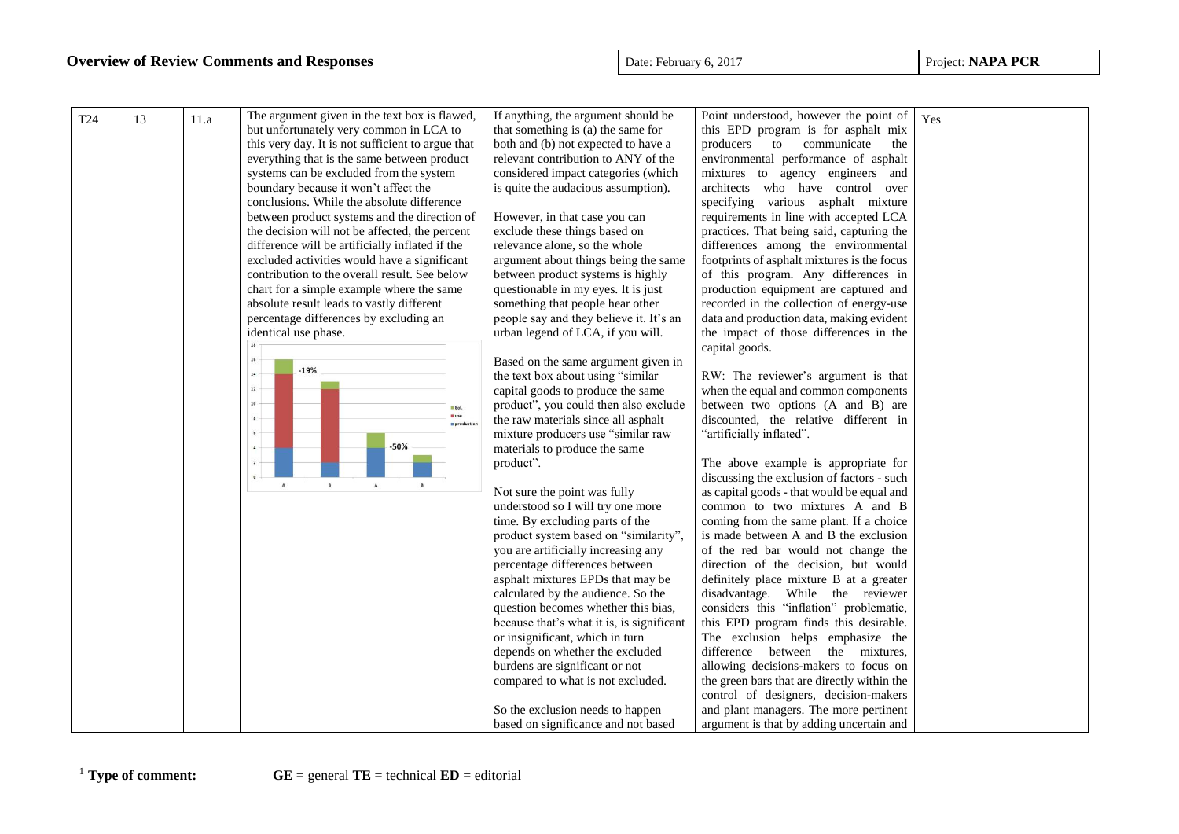# Overview of Review Comments and Responses

Date: February 6, 2017 | Project: **NAPA PCR**

| | | | | | | |
|---|---|---|---|---|---|---|
| T24 | 13 | 11.a | The argument given in the text box is flawed, but unfortunately very common in LCA to this very day. It is not sufficient to argue that everything that is the same between product systems can be excluded from the system boundary because it won't affect the conclusions. While the absolute difference between product systems and the direction of the decision will not be affected, the percent difference will be artificially inflated if the excluded activities would have a significant contribution to the overall result. See below chart for a simple example where the same absolute result leads to vastly different percentage differences by excluding an identical use phase. | If anything, the argument should be that something is (a) the same for both and (b) not expected to have a relevant contribution to ANY of the considered impact categories (which is quite the audacious assumption).<br><br>However, in that case you can exclude these things based on relevance alone, so the whole argument about things being the same between product systems is highly questionable in my eyes. It is just something that people hear other people say and they believe it. It's an urban legend of LCA, if you will.<br><br>Based on the same argument given in the text box about using "similar capital goods to produce the same product", you could then also exclude the raw materials since all asphalt mixture producers use "similar raw materials to produce the same product".<br><br>Not sure the point was fully understood so I will try one more time. By excluding parts of the product system based on "similarity", you are artificially increasing any percentage differences between asphalt mixtures EPDs that may be calculated by the audience. So the question becomes whether this bias, because that's what it is, is significant or insignificant, which in turn depends on whether the excluded burdens are significant or not compared to what is not excluded.<br><br>So the exclusion needs to happen based on significance and not based | Point understood, however the point of this EPD program is for asphalt mix producers to communicate the environmental performance of asphalt mixtures to agency engineers and architects who have control over specifying various asphalt mixture requirements in line with accepted LCA practices. That being said, capturing the differences among the environmental footprints of asphalt mixtures is the focus of this program. Any differences in production equipment are captured and recorded in the collection of energy-use data and production data, making evident the impact of those differences in the capital goods.<br><br>RW: The reviewer's argument is that when the equal and common components between two options (A and B) are discounted, the relative different in "artificially inflated".<br><br>The above example is appropriate for discussing the exclusion of factors - such as capital goods - that would be equal and common to two mixtures A and B coming from the same plant. If a choice is made between A and B the exclusion of the red bar would not change the direction of the decision, but would definitely place mixture B at a greater disadvantage. While the reviewer considers this "inflation" problematic, this EPD program finds this desirable. The exclusion helps emphasize the difference between the mixtures, allowing decisions-makers to focus on the green bars that are directly within the control of designers, decision-makers and plant managers. The more pertinent argument is that by adding uncertain and | Yes |

[1] **Type of comment:** **GE** = general **TE** = technical **ED** = editorial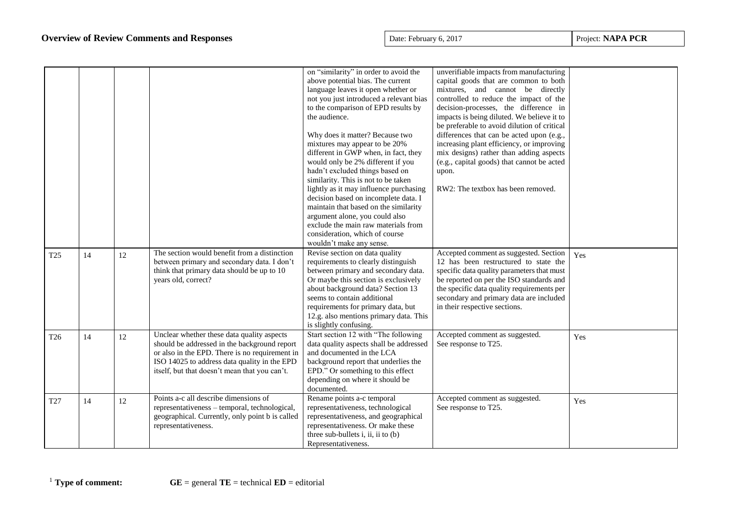**Overview of Review Comments and Responses**

Date: February 6, 2017 | Project: **NAPA PCR**

| | | | | | | |
|---|---|---|---|---|---|---|
| | | | | on "similarity" in order to avoid the above potential bias. The current language leaves it open whether or not you just introduced a relevant bias to the comparison of EPD results by the audience.<br><br>Why does it matter? Because two mixtures may appear to be 20% different in GWP when, in fact, they would only be 2% different if you hadn't excluded things based on similarity. This is not to be taken lightly as it may influence purchasing decision based on incomplete data. I maintain that based on the similarity argument alone, you could also exclude the main raw materials from consideration, which of course wouldn't make any sense. | unverifiable impacts from manufacturing capital goods that are common to both mixtures, and cannot be directly controlled to reduce the impact of the decision-processes, the difference in impacts is being diluted. We believe it to be preferable to avoid dilution of critical differences that can be acted upon (e.g., increasing plant efficiency, or improving mix designs) rather than adding aspects (e.g., capital goods) that cannot be acted upon.<br><br>RW2: The textbox has been removed. | |
| T25 | 14 | 12 | The section would benefit from a distinction between primary and secondary data. I don't think that primary data should be up to 10 years old, correct? | Revise section on data quality requirements to clearly distinguish between primary and secondary data. Or maybe this section is exclusively about background data? Section 13 seems to contain additional requirements for primary data, but 12.g. also mentions primary data. This is slightly confusing. | Accepted comment as suggested. Section 12 has been restructured to state the specific data quality parameters that must be reported on per the ISO standards and the specific data quality requirements per secondary and primary data are included in their respective sections. | Yes |
| T26 | 14 | 12 | Unclear whether these data quality aspects should be addressed in the background report or also in the EPD. There is no requirement in ISO 14025 to address data quality in the EPD itself, but that doesn't mean that you can't. | Start section 12 with "The following data quality aspects shall be addressed and documented in the LCA background report that underlies the EPD." Or something to this effect depending on where it should be documented. | Accepted comment as suggested. See response to T25. | Yes |
| T27 | 14 | 12 | Points a-c all describe dimensions of representativeness – temporal, technological, geographical. Currently, only point b is called representativeness. | Rename points a-c temporal representativeness, technological representativeness, and geographical representativeness. Or make these three sub-bullets i, ii, ii to (b) Representativeness. | Accepted comment as suggested. See response to T25. | Yes |

[1] **Type of comment:** **GE** = general **TE** = technical **ED** = editorial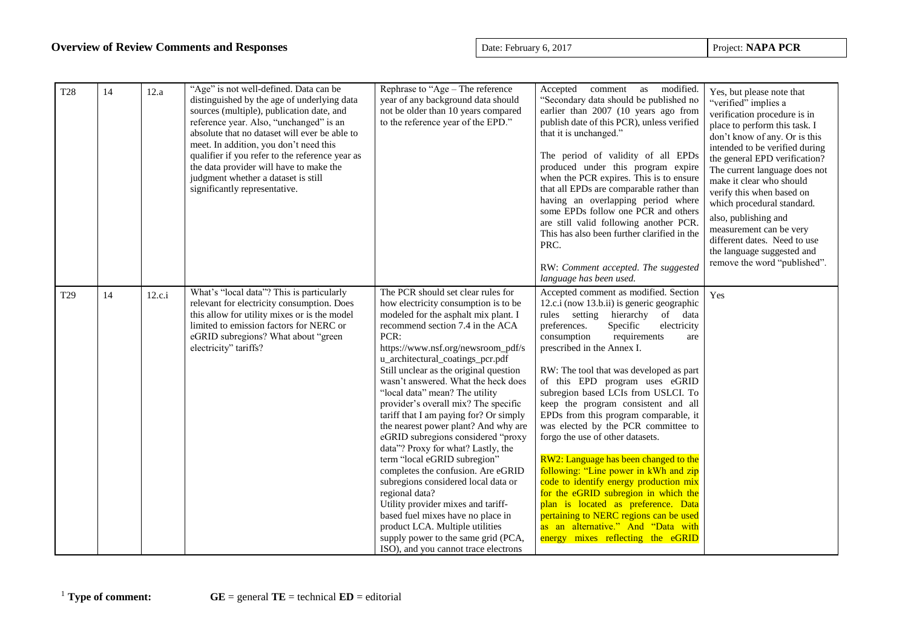| T28 | 14 | 12.a | "Age" is not well-defined. Data can be distinguished by the age of underlying data sources (multiple), publication date, and reference year. Also, "unchanged" is an absolute that no dataset will ever be able to meet. In addition, you don't need this qualifier if you refer to the reference year as the data provider will have to make the judgment whether a dataset is still significantly representative. | Rephrase to "Age – The reference year of any background data should not be older than 10 years compared to the reference year of the EPD." | Accepted comment as modified. "Secondary data should be published no earlier than 2007 (10 years ago from publish date of this PCR), unless verified that it is unchanged."<br><br>The period of validity of all EPDs produced under this program expire when the PCR expires. This is to ensure that all EPDs are comparable rather than having an overlapping period where some EPDs follow one PCR and others are still valid following another PCR. This has also been further clarified in the PRC.<br><br>RW: *Comment accepted. The suggested language has been used.* | Yes, but please note that "verified" implies a verification procedure is in place to perform this task. I don't know of any. Or is this intended to be verified during the general EPD verification? The current language does not make it clear who should verify this when based on which procedural standard.<br><br>also, publishing and measurement can be very different dates. Need to use the language suggested and remove the word "published". |
|---|---|---|---|---|---|---|
| T29 | 14 | 12.c.i | What's "local data"? This is particularly relevant for electricity consumption. Does this allow for utility mixes or is the model limited to emission factors for NERC or eGRID subregions? What about "green electricity" tariffs? | The PCR should set clear rules for how electricity consumption is to be modeled for the asphalt mix plant. I recommend section 7.4 in the ACA PCR:<br>https://www.nsf.org/newsroom_pdf/su_architectural_coatings_pcr.pdf<br>Still unclear as the original question wasn't answered. What the heck does "local data" mean? The utility provider's overall mix? The specific tariff that I am paying for? Or simply the nearest power plant? And why are eGRID subregions considered "proxy data"? Proxy for what? Lastly, the term "local eGRID subregion" completes the confusion. Are eGRID subregions considered local data or regional data?<br>Utility provider mixes and tariff-based fuel mixes have no place in product LCA. Multiple utilities supply power to the same grid (PCA, ISO), and you cannot trace electrons | Accepted comment as modified. Section 12.c.i (now 13.b.ii) is generic geographic rules setting hierarchy of data preferences. Specific electricity consumption requirements are prescribed in the Annex I.<br><br>RW: The tool that was developed as part of this EPD program uses eGRID subregion based LCIs from USLCI. To keep the program consistent and all EPDs from this program comparable, it was elected by the PCR committee to forgo the use of other datasets.<br><br>RW2: Language has been changed to the following: "Line power in kWh and zip code to identify energy production mix for the eGRID subregion in which the plan is located as preference. Data pertaining to NERC regions can be used as an alternative." And "Data with energy mixes reflecting the eGRID | Yes |

[1] **Type of comment:** **GE** = general **TE** = technical **ED** = editorial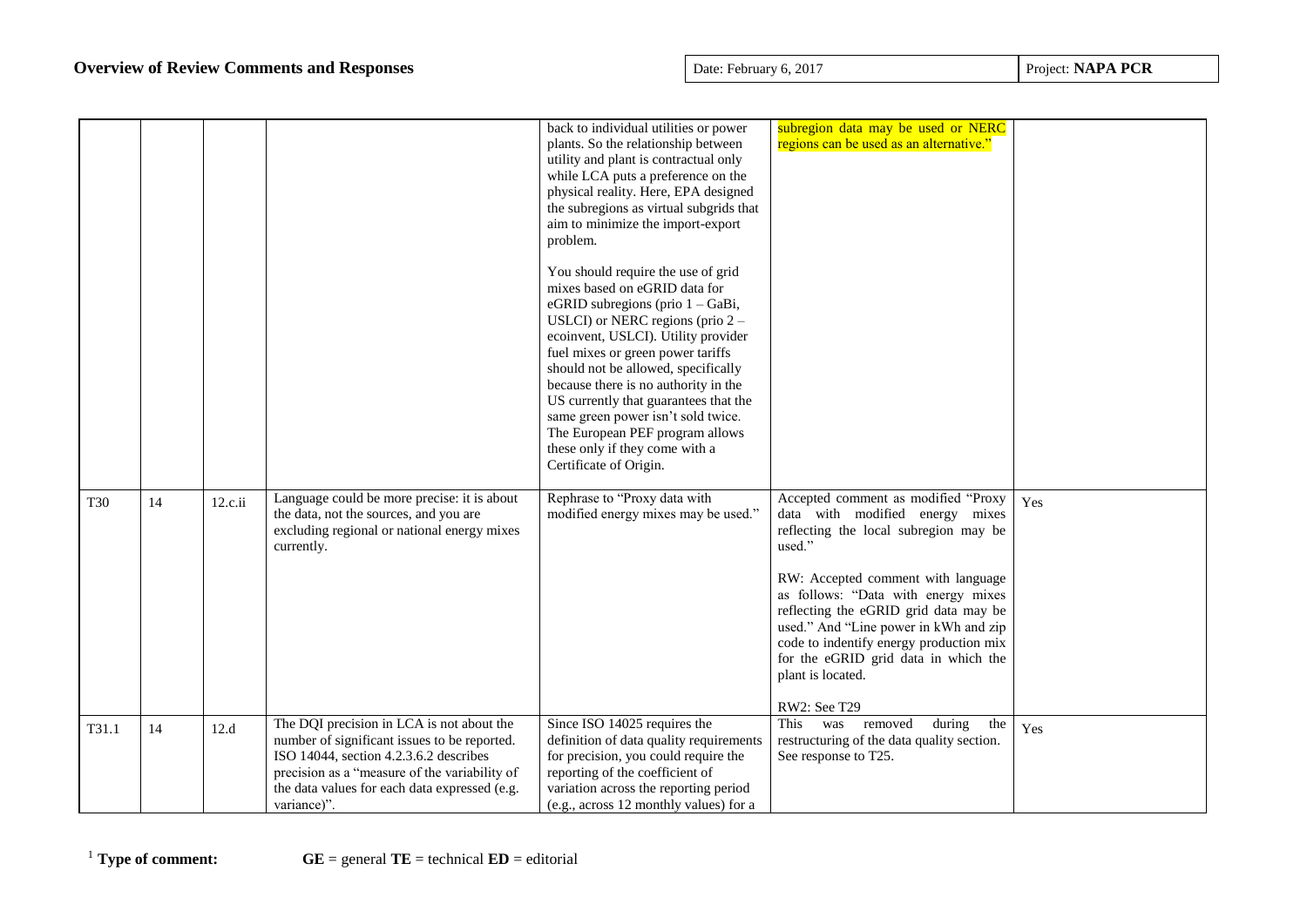| | | | | back to individual utilities or power plants. So the relationship between utility and plant is contractual only while LCA puts a preference on the physical reality. Here, EPA designed the subregions as virtual subgrids that aim to minimize the import-export problem.<br><br>You should require the use of grid mixes based on eGRID data for eGRID subregions (prio 1 – GaBi, USLCI) or NERC regions (prio 2 – ecoinvent, USLCI). Utility provider fuel mixes or green power tariffs should not be allowed, specifically because there is no authority in the US currently that guarantees that the same green power isn't sold twice. The European PEF program allows these only if they come with a Certificate of Origin. | subregion data may be used or NERC regions can be used as an alternative." | |
|---|---|---|---|---|---|---|
| T30 | 14 | 12.c.ii | Language could be more precise: it is about the data, not the sources, and you are excluding regional or national energy mixes currently. | Rephrase to "Proxy data with modified energy mixes may be used." | Accepted comment as modified "Proxy data with modified energy mixes reflecting the local subregion may be used."<br><br>RW: Accepted comment with language as follows: "Data with energy mixes reflecting the eGRID grid data may be used." And "Line power in kWh and zip code to indentify energy production mix for the eGRID grid data in which the plant is located.<br><br>RW2: See T29 | Yes |
| T31.1 | 14 | 12.d | The DQI precision in LCA is not about the number of significant issues to be reported. ISO 14044, section 4.2.3.6.2 describes precision as a "measure of the variability of the data values for each data expressed (e.g. variance)". | Since ISO 14025 requires the definition of data quality requirements for precision, you could require the reporting of the coefficient of variation across the reporting period (e.g., across 12 monthly values) for a | This was removed during the restructuring of the data quality section. See response to T25. | Yes |

[1] **Type of comment:** **GE** = general **TE** = technical **ED** = editorial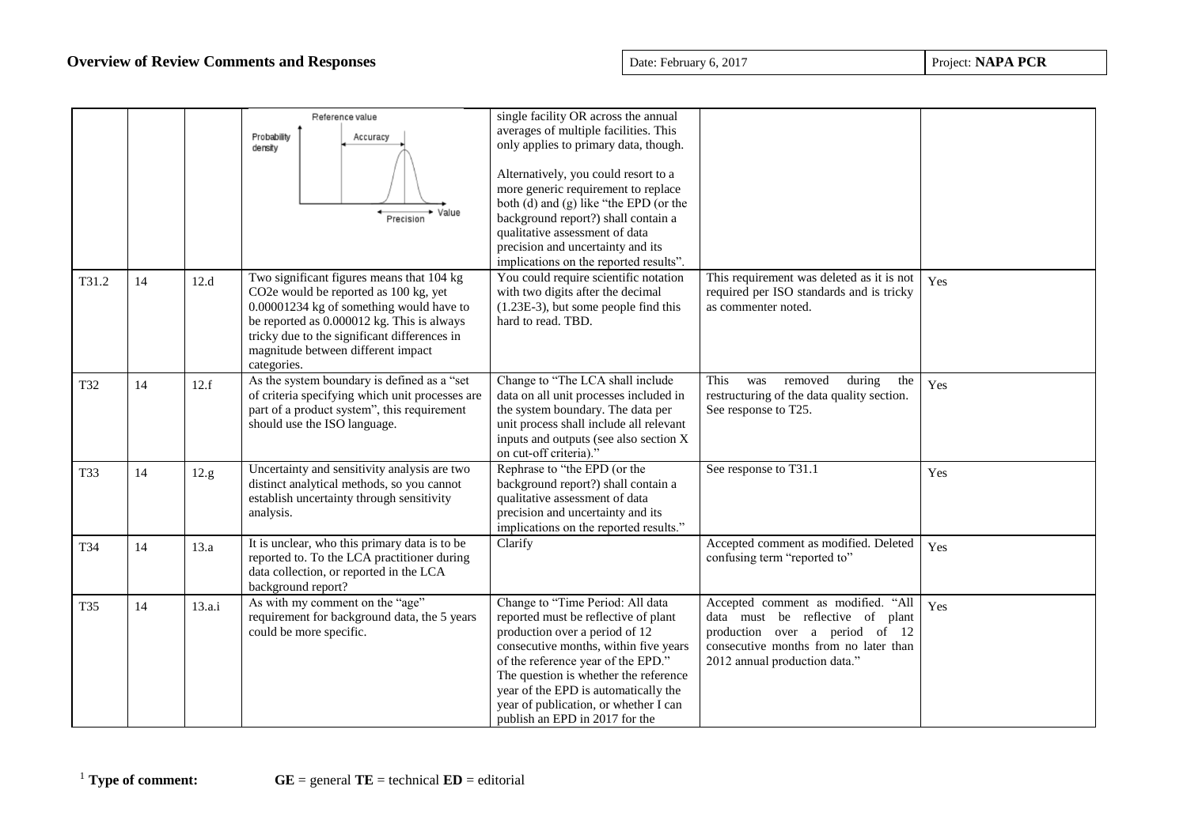| | | | | | | |
|---|---|---|---|---|---|---|
| | | | Reference value Probability density Accuracy Precision Value | single facility OR across the annual averages of multiple facilities. This only applies to primary data, though. Alternatively, you could resort to a more generic requirement to replace both (d) and (g) like "the EPD (or the background report?) shall contain a qualitative assessment of data precision and uncertainty and its implications on the reported results". | | |
| T31.2 | 14 | 12.d | Two significant figures means that 104 kg CO2e would be reported as 100 kg, yet 0.00001234 kg of something would have to be reported as 0.000012 kg. This is always tricky due to the significant differences in magnitude between different impact categories. | You could require scientific notation with two digits after the decimal (1.23E-3), but some people find this hard to read. TBD. | This requirement was deleted as it is not required per ISO standards and is tricky as commenter noted. | Yes |
| T32 | 14 | 12.f | As the system boundary is defined as a "set of criteria specifying which unit processes are part of a product system", this requirement should use the ISO language. | Change to "The LCA shall include data on all unit processes included in the system boundary. The data per unit process shall include all relevant inputs and outputs (see also section X on cut-off criteria)." | This was removed during the restructuring of the data quality section. See response to T25. | Yes |
| T33 | 14 | 12.g | Uncertainty and sensitivity analysis are two distinct analytical methods, so you cannot establish uncertainty through sensitivity analysis. | Rephrase to "the EPD (or the background report?) shall contain a qualitative assessment of data precision and uncertainty and its implications on the reported results." | See response to T31.1 | Yes |
| T34 | 14 | 13.a | It is unclear, who this primary data is to be reported to. To the LCA practitioner during data collection, or reported in the LCA background report? | Clarify | Accepted comment as modified. Deleted confusing term "reported to" | Yes |
| T35 | 14 | 13.a.i | As with my comment on the "age" requirement for background data, the 5 years could be more specific. | Change to "Time Period: All data reported must be reflective of plant production over a period of 12 consecutive months, within five years of the reference year of the EPD." The question is whether the reference year of the EPD is automatically the year of publication, or whether I can publish an EPD in 2017 for the | Accepted comment as modified. "All data must be reflective of plant production over a period of 12 consecutive months from no later than 2012 annual production data." | Yes |

[1] **Type of comment:** **GE** = general **TE** = technical **ED** = editorial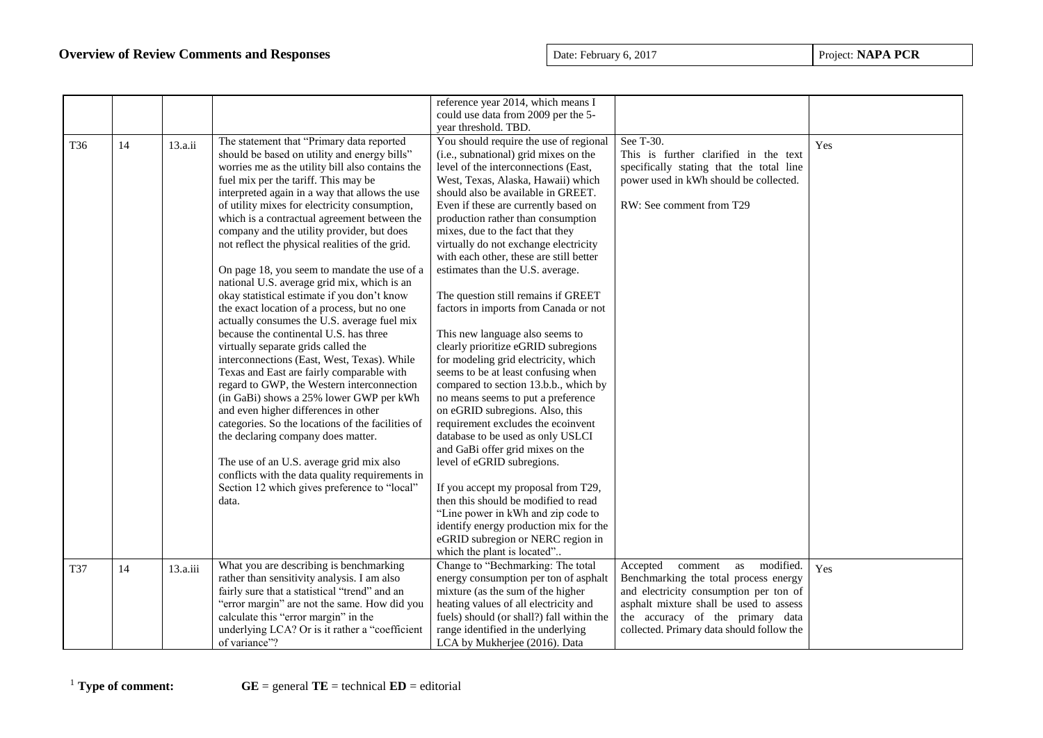## Overview of Review Comments and Responses

Date: February 6, 2017

Project: **NAPA PCR**

| | | | | | | |
|---|---|---|---|---|---|---|
| | | | | reference year 2014, which means I could use data from 2009 per the 5-year threshold. TBD. | | |
| T36 | 14 | 13.a.ii | The statement that "Primary data reported should be based on utility and energy bills" worries me as the utility bill also contains the fuel mix per the tariff. This may be interpreted again in a way that allows the use of utility mixes for electricity consumption, which is a contractual agreement between the company and the utility provider, but does not reflect the physical realities of the grid.<br><br>On page 18, you seem to mandate the use of a national U.S. average grid mix, which is an okay statistical estimate if you don't know the exact location of a process, but no one actually consumes the U.S. average fuel mix because the continental U.S. has three virtually separate grids called the interconnections (East, West, Texas). While Texas and East are fairly comparable with regard to GWP, the Western interconnection (in GaBi) shows a 25% lower GWP per kWh and even higher differences in other categories. So the locations of the facilities of the declaring company does matter.<br><br>The use of an U.S. average grid mix also conflicts with the data quality requirements in Section 12 which gives preference to "local" data. | You should require the use of regional (i.e., subnational) grid mixes on the level of the interconnections (East, West, Texas, Alaska, Hawaii) which should also be available in GREET. Even if these are currently based on production rather than consumption mixes, due to the fact that they virtually do not exchange electricity with each other, these are still better estimates than the U.S. average.<br><br>The question still remains if GREET factors in imports from Canada or not<br><br>This new language also seems to clearly prioritize eGRID subregions for modeling grid electricity, which seems to be at least confusing when compared to section 13.b.b., which by no means seems to put a preference on eGRID subregions. Also, this requirement excludes the ecoinvent database to be used as only USLCI and GaBi offer grid mixes on the level of eGRID subregions.<br><br>If you accept my proposal from T29, then this should be modified to read "Line power in kWh and zip code to identify energy production mix for the eGRID subregion or NERC region in which the plant is located".. | See T-30.<br>This is further clarified in the text specifically stating that the total line power used in kWh should be collected.<br><br>RW: See comment from T29 | Yes |
| T37 | 14 | 13.a.iii | What you are describing is benchmarking rather than sensitivity analysis. I am also fairly sure that a statistical "trend" and an "error margin" are not the same. How did you calculate this "error margin" in the underlying LCA? Or is it rather a "coefficient of variance"? | Change to "Bechmarking: The total energy consumption per ton of asphalt mixture (as the sum of the higher heating values of all electricity and fuels) should (or shall?) fall within the range identified in the underlying LCA by Mukherjee (2016). Data | Accepted comment as modified. Benchmarking the total process energy and electricity consumption per ton of asphalt mixture shall be used to assess the accuracy of the primary data collected. Primary data should follow the | Yes |

[1] **Type of comment:** **GE** = general **TE** = technical **ED** = editorial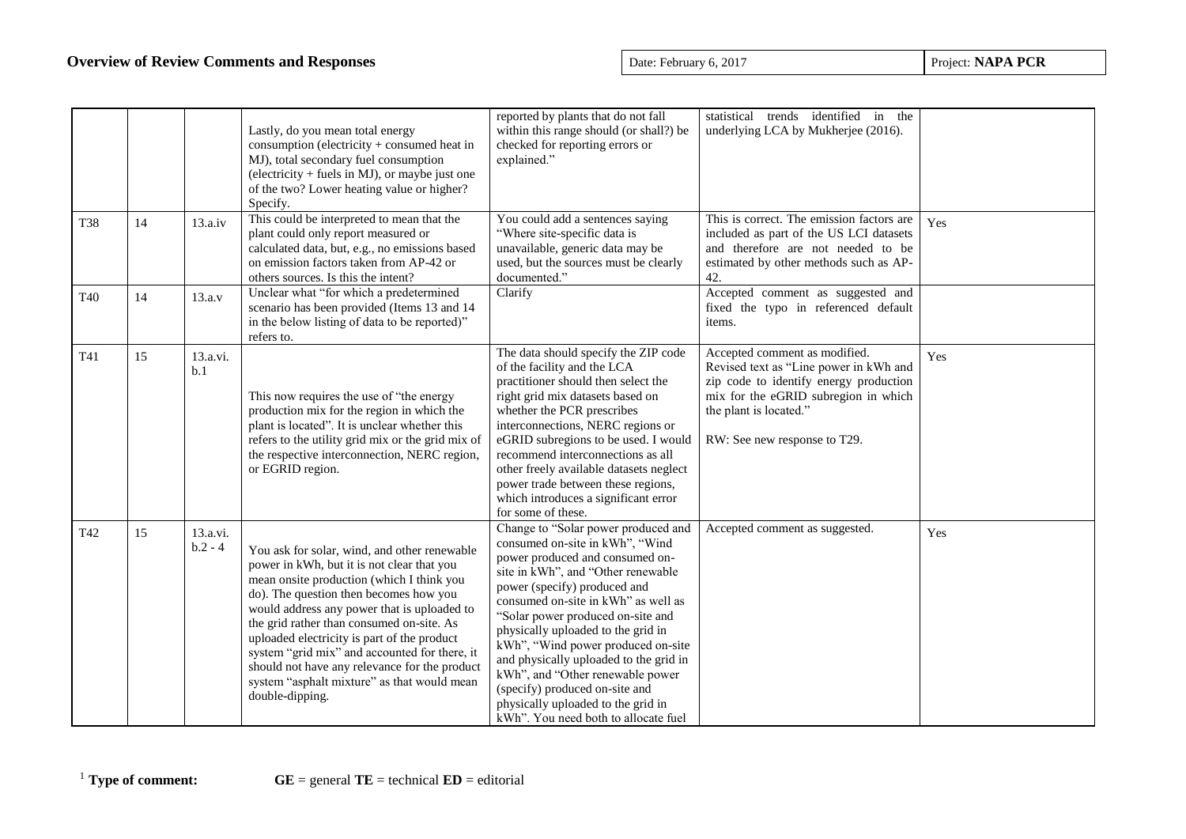## Overview of Review Comments and Responses

| | | | | | | |
|---|---|---|---|---|---|---|
| | | | Lastly, do you mean total energy consumption (electricity + consumed heat in MJ), total secondary fuel consumption (electricity + fuels in MJ), or maybe just one of the two? Lower heating value or higher? Specify. | reported by plants that do not fall within this range should (or shall?) be checked for reporting errors or explained." | statistical trends identified in the underlying LCA by Mukherjee (2016). | |
| T38 | 14 | 13.a.iv | This could be interpreted to mean that the plant could only report measured or calculated data, but, e.g., no emissions based on emission factors taken from AP-42 or others sources. Is this the intent? | You could add a sentences saying "Where site-specific data is unavailable, generic data may be used, but the sources must be clearly documented." | This is correct. The emission factors are included as part of the US LCI datasets and therefore are not needed to be estimated by other methods such as AP-42. | Yes |
| T40 | 14 | 13.a.v | Unclear what "for which a predetermined scenario has been provided (Items 13 and 14 in the below listing of data to be reported)" refers to. | Clarify | Accepted comment as suggested and fixed the typo in referenced default items. | |
| T41 | 15 | 13.a.vi.b.1 | This now requires the use of "the energy production mix for the region in which the plant is located". It is unclear whether this refers to the utility grid mix or the grid mix of the respective interconnection, NERC region, or EGRID region. | The data should specify the ZIP code of the facility and the LCA practitioner should then select the right grid mix datasets based on whether the PCR prescribes interconnections, NERC regions or eGRID subregions to be used. I would recommend interconnections as all other freely available datasets neglect power trade between these regions, which introduces a significant error for some of these. | Accepted comment as modified. Revised text as "Line power in kWh and zip code to identify energy production mix for the eGRID subregion in which the plant is located." <br><br> RW: See new response to T29. | Yes |
| T42 | 15 | 13.a.vi.b.2 - 4 | You ask for solar, wind, and other renewable power in kWh, but it is not clear that you mean onsite production (which I think you do). The question then becomes how you would address any power that is uploaded to the grid rather than consumed on-site. As uploaded electricity is part of the product system "grid mix" and accounted for there, it should not have any relevance for the product system "asphalt mixture" as that would mean double-dipping. | Change to "Solar power produced and consumed on-site in kWh", "Wind power produced and consumed on-site in kWh", and "Other renewable power (specify) produced and consumed on-site in kWh" as well as "Solar power produced on-site and physically uploaded to the grid in kWh", "Wind power produced on-site and physically uploaded to the grid in kWh", and "Other renewable power (specify) produced on-site and physically uploaded to the grid in kWh". You need both to allocate fuel | Accepted comment as suggested. | Yes |

[1] **Type of comment:** **GE** = general **TE** = technical **ED** = editorial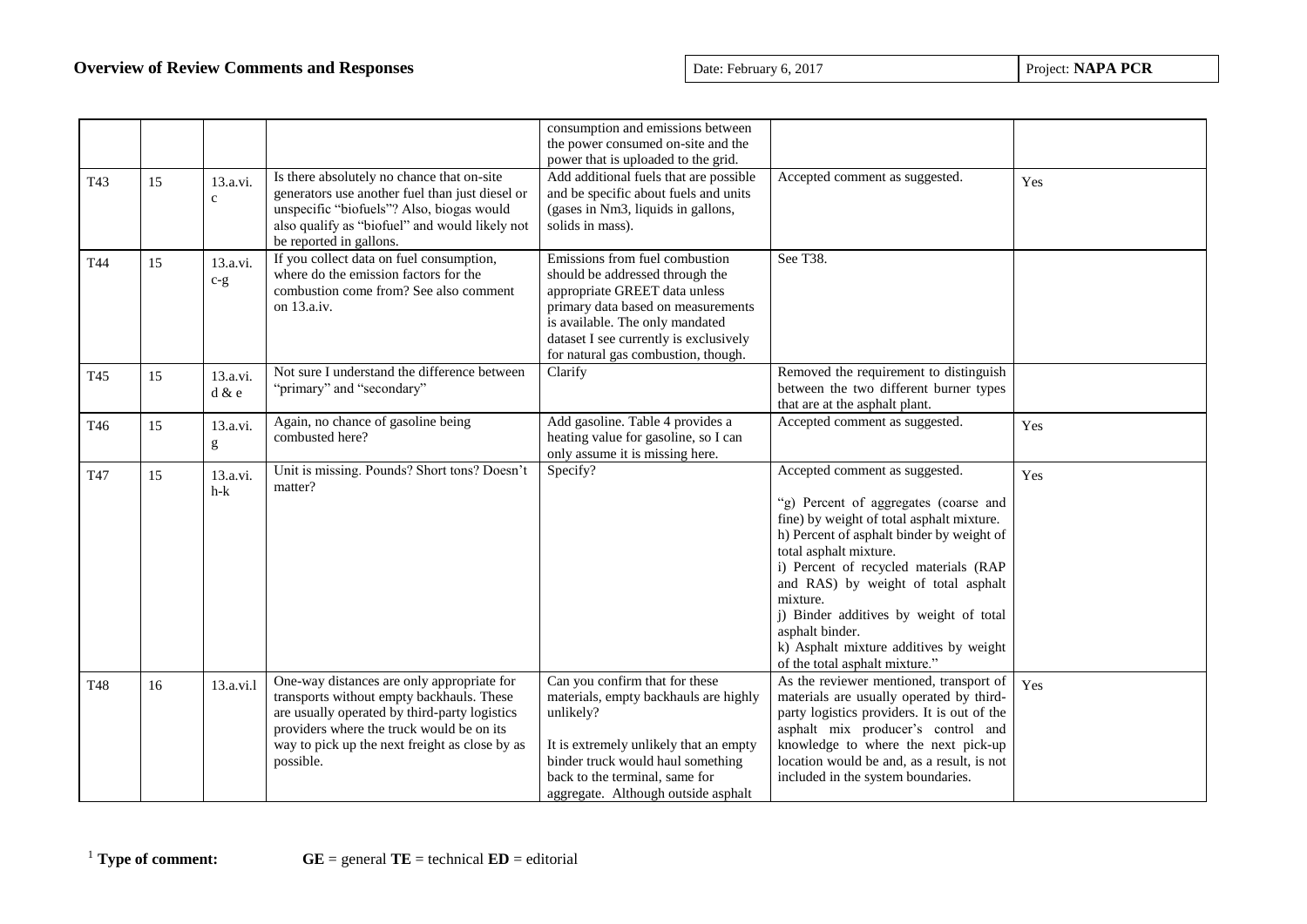# Overview of Review Comments and Responses

Date: February 6, 2017 | Project: **NAPA PCR**

| | | | | | | |
|---|---|---|---|---|---|---|
| | | | | consumption and emissions between the power consumed on-site and the power that is uploaded to the grid. | | |
| T43 | 15 | 13.a.vi.c | Is there absolutely no chance that on-site generators use another fuel than just diesel or unspecific "biofuels"? Also, biogas would also qualify as "biofuel" and would likely not be reported in gallons. | Add additional fuels that are possible and be specific about fuels and units (gases in Nm3, liquids in gallons, solids in mass). | Accepted comment as suggested. | Yes |
| T44 | 15 | 13.a.vi.c-g | If you collect data on fuel consumption, where do the emission factors for the combustion come from? See also comment on 13.a.iv. | Emissions from fuel combustion should be addressed through the appropriate GREET data unless primary data based on measurements is available. The only mandated dataset I see currently is exclusively for natural gas combustion, though. | See T38. | |
| T45 | 15 | 13.a.vi.d & e | Not sure I understand the difference between "primary" and "secondary" | Clarify | Removed the requirement to distinguish between the two different burner types that are at the asphalt plant. | |
| T46 | 15 | 13.a.vi.g | Again, no chance of gasoline being combusted here? | Add gasoline. Table 4 provides a heating value for gasoline, so I can only assume it is missing here. | Accepted comment as suggested. | Yes |
| T47 | 15 | 13.a.vi.h-k | Unit is missing. Pounds? Short tons? Doesn't matter? | Specify? | Accepted comment as suggested.<br><br>"g) Percent of aggregates (coarse and fine) by weight of total asphalt mixture.<br>h) Percent of asphalt binder by weight of total asphalt mixture.<br>i) Percent of recycled materials (RAP and RAS) by weight of total asphalt mixture.<br>j) Binder additives by weight of total asphalt binder.<br>k) Asphalt mixture additives by weight of the total asphalt mixture." | Yes |
| T48 | 16 | 13.a.vi.l | One-way distances are only appropriate for transports without empty backhauls. These are usually operated by third-party logistics providers where the truck would be on its way to pick up the next freight as close by as possible. | Can you confirm that for these materials, empty backhauls are highly unlikely?<br><br>It is extremely unlikely that an empty binder truck would haul something back to the terminal, same for aggregate. Although outside asphalt | As the reviewer mentioned, transport of materials are usually operated by third-party logistics providers. It is out of the asphalt mix producer's control and knowledge to where the next pick-up location would be and, as a result, is not included in the system boundaries. | Yes |

[1] **Type of comment:** **GE** = general **TE** = technical **ED** = editorial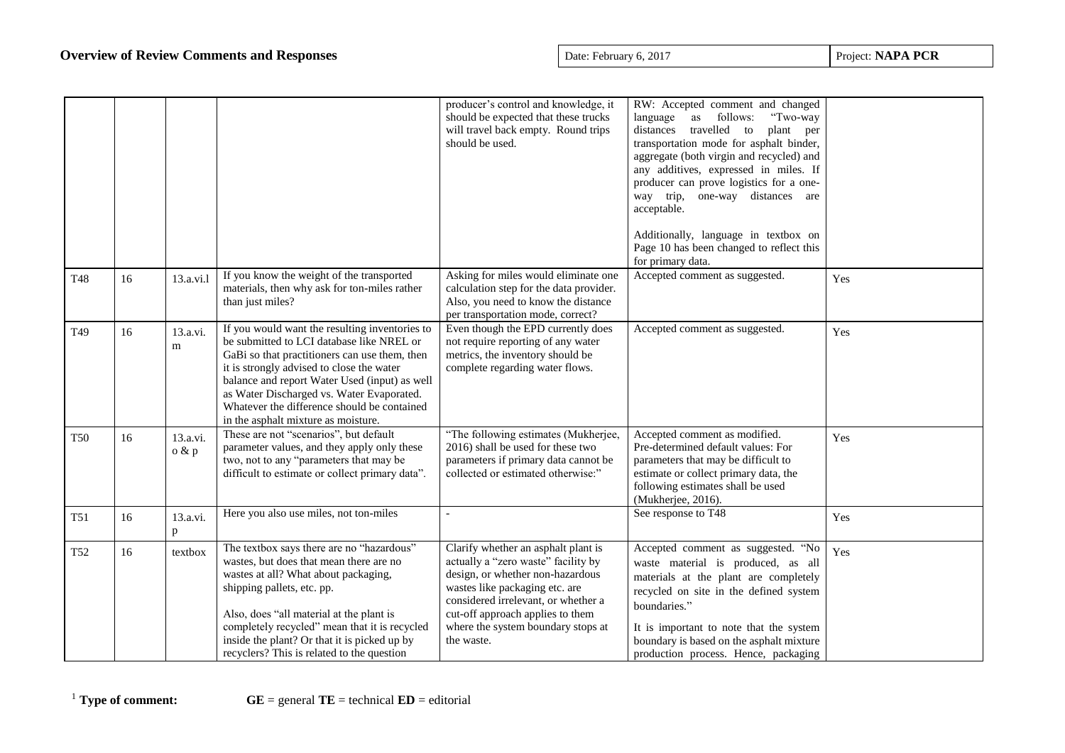**Overview of Review Comments and Responses**

Date: February 6, 2017

Project: **NAPA PCR**

| | | | | | | |
|---|---|---|---|---|---|---|
| | | | | producer's control and knowledge, it should be expected that these trucks will travel back empty. Round trips should be used. | RW: Accepted comment and changed language as follows: "Two-way distances travelled to plant per transportation mode for asphalt binder, aggregate (both virgin and recycled) and any additives, expressed in miles. If producer can prove logistics for a one-way trip, one-way distances are acceptable.<br><br>Additionally, language in textbox on Page 10 has been changed to reflect this for primary data. | |
| T48 | 16 | 13.a.vi.l | If you know the weight of the transported materials, then why ask for ton-miles rather than just miles? | Asking for miles would eliminate one calculation step for the data provider. Also, you need to know the distance per transportation mode, correct? | Accepted comment as suggested. | Yes |
| T49 | 16 | 13.a.vi.m | If you would want the resulting inventories to be submitted to LCI database like NREL or GaBi so that practitioners can use them, then it is strongly advised to close the water balance and report Water Used (input) as well as Water Discharged vs. Water Evaporated. Whatever the difference should be contained in the asphalt mixture as moisture. | Even though the EPD currently does not require reporting of any water metrics, the inventory should be complete regarding water flows. | Accepted comment as suggested. | Yes |
| T50 | 16 | 13.a.vi.o & p | These are not "scenarios", but default parameter values, and they apply only these two, not to any "parameters that may be difficult to estimate or collect primary data". | "The following estimates (Mukherjee, 2016) shall be used for these two parameters if primary data cannot be collected or estimated otherwise:" | Accepted comment as modified. Pre-determined default values: For parameters that may be difficult to estimate or collect primary data, the following estimates shall be used (Mukherjee, 2016). | Yes |
| T51 | 16 | 13.a.vi.p | Here you also use miles, not ton-miles | - | See response to T48 | Yes |
| T52 | 16 | textbox | The textbox says there are no "hazardous" wastes, but does that mean there are no wastes at all? What about packaging, shipping pallets, etc. pp.<br><br>Also, does "all material at the plant is completely recycled" mean that it is recycled inside the plant? Or that it is picked up by recyclers? This is related to the question | Clarify whether an asphalt plant is actually a "zero waste" facility by design, or whether non-hazardous wastes like packaging etc. are considered irrelevant, or whether a cut-off approach applies to them where the system boundary stops at the waste. | Accepted comment as suggested. "No waste material is produced, as all materials at the plant are completely recycled on site in the defined system boundaries."<br><br>It is important to note that the system boundary is based on the asphalt mixture production process. Hence, packaging | Yes |

[1] **Type of comment:** **GE** = general **TE** = technical **ED** = editorial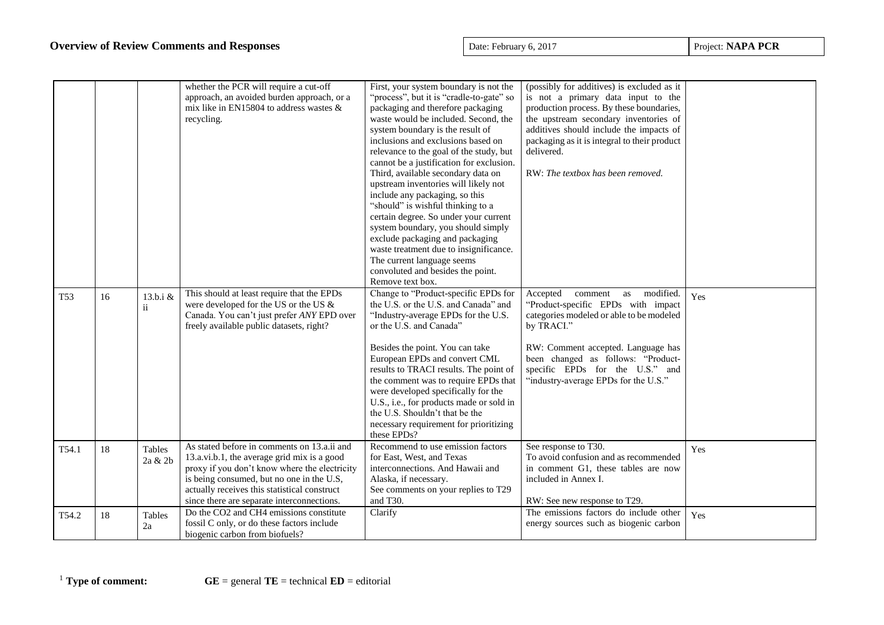# Overview of Review Comments and Responses

Date: February 6, 2017 | Project: **NAPA PCR**

| | | | | | | |
|---|---|---|---|---|---|---|
| | | | whether the PCR will require a cut-off approach, an avoided burden approach, or a mix like in EN15804 to address wastes & recycling. | First, your system boundary is not the "process", but it is "cradle-to-gate" so packaging and therefore packaging waste would be included. Second, the system boundary is the result of inclusions and exclusions based on relevance to the goal of the study, but cannot be a justification for exclusion. Third, available secondary data on upstream inventories will likely not include any packaging, so this "should" is wishful thinking to a certain degree. So under your current system boundary, you should simply exclude packaging and packaging waste treatment due to insignificance. The current language seems convoluted and besides the point. Remove text box. | (possibly for additives) is excluded as it is not a primary data input to the production process. By these boundaries, the upstream secondary inventories of additives should include the impacts of packaging as it is integral to their product delivered.<br><br>RW: *The textbox has been removed.* | |
| T53 | 16 | 13.b.i & ii | This should at least require that the EPDs were developed for the US or the US & Canada. You can't just prefer *ANY* EPD over freely available public datasets, right? | Change to "Product-specific EPDs for the U.S. or the U.S. and Canada" and "Industry-average EPDs for the U.S. or the U.S. and Canada"<br><br>Besides the point. You can take European EPDs and convert CML results to TRACI results. The point of the comment was to require EPDs that were developed specifically for the U.S., i.e., for products made or sold in the U.S. Shouldn't that be the necessary requirement for prioritizing these EPDs? | Accepted comment as modified. "Product-specific EPDs with impact categories modeled or able to be modeled by TRACI."<br><br>RW: Comment accepted. Language has been changed as follows: "Product-specific EPDs for the U.S." and "industry-average EPDs for the U.S." | Yes |
| T54.1 | 18 | Tables 2a & 2b | As stated before in comments on 13.a.ii and 13.a.vi.b.1, the average grid mix is a good proxy if you don't know where the electricity is being consumed, but no one in the U.S, actually receives this statistical construct since there are separate interconnections. | Recommend to use emission factors for East, West, and Texas interconnections. And Hawaii and Alaska, if necessary.<br>See comments on your replies to T29 and T30. | See response to T30.<br>To avoid confusion and as recommended in comment G1, these tables are now included in Annex I.<br><br>RW: See new response to T29. | Yes |
| T54.2 | 18 | Tables 2a | Do the CO2 and CH4 emissions constitute fossil C only, or do these factors include biogenic carbon from biofuels? | Clarify | The emissions factors do include other energy sources such as biogenic carbon | Yes |

[1] **Type of comment:** **GE** = general **TE** = technical **ED** = editorial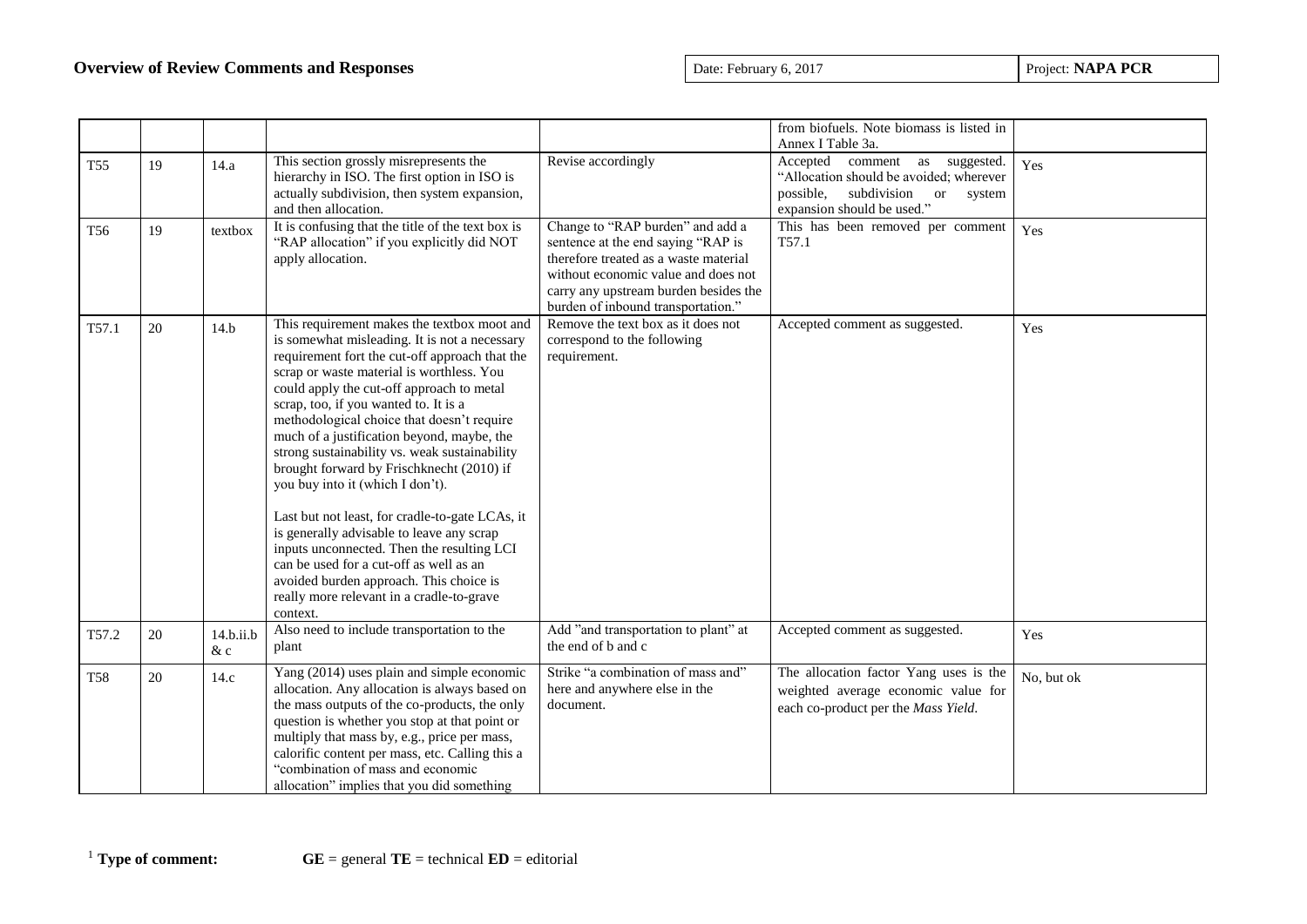# Overview of Review Comments and Responses

| Date: February 6, 2017 | Project: **NAPA PCR** |
|---|---|

| | | | | | | |
|---|---|---|---|---|---|---|
| | | | | | from biofuels. Note biomass is listed in Annex I Table 3a. | |
| T55 | 19 | 14.a | This section grossly misrepresents the hierarchy in ISO. The first option in ISO is actually subdivision, then system expansion, and then allocation. | Revise accordingly | Accepted comment as suggested. "Allocation should be avoided; wherever possible, subdivision or system expansion should be used." | Yes |
| T56 | 19 | textbox | It is confusing that the title of the text box is "RAP allocation" if you explicitly did NOT apply allocation. | Change to "RAP burden" and add a sentence at the end saying "RAP is therefore treated as a waste material without economic value and does not carry any upstream burden besides the burden of inbound transportation." | This has been removed per comment T57.1 | Yes |
| T57.1 | 20 | 14.b | This requirement makes the textbox moot and is somewhat misleading. It is not a necessary requirement fort the cut-off approach that the scrap or waste material is worthless. You could apply the cut-off approach to metal scrap, too, if you wanted to. It is a methodological choice that doesn't require much of a justification beyond, maybe, the strong sustainability vs. weak sustainability brought forward by Frischknecht (2010) if you buy into it (which I don't).<br><br>Last but not least, for cradle-to-gate LCAs, it is generally advisable to leave any scrap inputs unconnected. Then the resulting LCI can be used for a cut-off as well as an avoided burden approach. This choice is really more relevant in a cradle-to-grave context. | Remove the text box as it does not correspond to the following requirement. | Accepted comment as suggested. | Yes |
| T57.2 | 20 | 14.b.ii.b & c | Also need to include transportation to the plant | Add "and transportation to plant" at the end of b and c | Accepted comment as suggested. | Yes |
| T58 | 20 | 14.c | Yang (2014) uses plain and simple economic allocation. Any allocation is always based on the mass outputs of the co-products, the only question is whether you stop at that point or multiply that mass by, e.g., price per mass, calorific content per mass, etc. Calling this a "combination of mass and economic allocation" implies that you did something | Strike "a combination of mass and" here and anywhere else in the document. | The allocation factor Yang uses is the weighted average economic value for each co-product per the *Mass Yield*. | No, but ok |

[1] **Type of comment:** **GE** = general **TE** = technical **ED** = editorial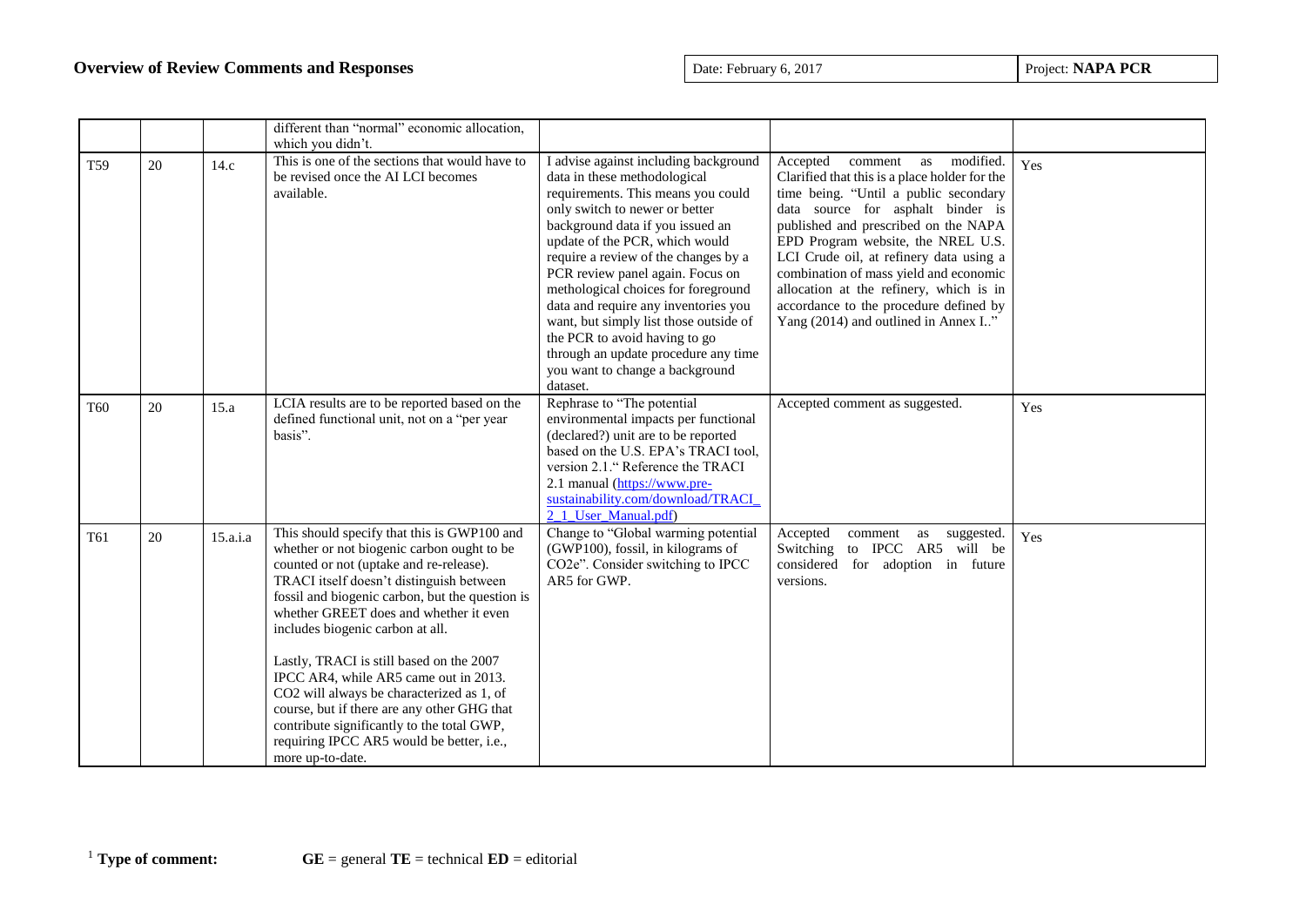## Overview of Review Comments and Responses

Date: February 6, 2017 | Project: **NAPA PCR**

| | | | | | | |
|---|---|---|---|---|---|---|
| | | | different than "normal" economic allocation, which you didn't. | | | |
| T59 | 20 | 14.c | This is one of the sections that would have to be revised once the AI LCI becomes available. | I advise against including background data in these methodological requirements. This means you could only switch to newer or better background data if you issued an update of the PCR, which would require a review of the changes by a PCR review panel again. Focus on methodological choices for foreground data and require any inventories you want, but simply list those outside of the PCR to avoid having to go through an update procedure any time you want to change a background dataset. | Accepted comment as modified. Clarified that this is a place holder for the time being. "Until a public secondary data source for asphalt binder is published and prescribed on the NAPA EPD Program website, the NREL U.S. LCI Crude oil, at refinery data using a combination of mass yield and economic allocation at the refinery, which is in accordance to the procedure defined by Yang (2014) and outlined in Annex I.." | Yes |
| T60 | 20 | 15.a | LCIA results are to be reported based on the defined functional unit, not on a "per year basis". | Rephrase to "The potential environmental impacts per functional (declared?) unit are to be reported based on the U.S. EPA's TRACI tool, version 2.1." Reference the TRACI 2.1 manual (https://www.pre-sustainability.com/download/TRACI_2_1_User_Manual.pdf) | Accepted comment as suggested. | Yes |
| T61 | 20 | 15.a.i.a | This should specify that this is GWP100 and whether or not biogenic carbon ought to be counted or not (uptake and re-release). TRACI itself doesn't distinguish between fossil and biogenic carbon, but the question is whether GREET does and whether it even includes biogenic carbon at all.<br><br>Lastly, TRACI is still based on the 2007 IPCC AR4, while AR5 came out in 2013. $CO_2$ will always be characterized as 1, of course, but if there are any other GHG that contribute significantly to the total GWP, requiring IPCC AR5 would be better, i.e., more up-to-date. | Change to "Global warming potential (GWP100), fossil, in kilograms of $CO_2e$". Consider switching to IPCC AR5 for GWP. | Accepted comment as suggested. Switching to IPCC AR5 will be considered for adoption in future versions. | Yes |

[1] **Type of comment:** **GE** = general **TE** = technical **ED** = editorial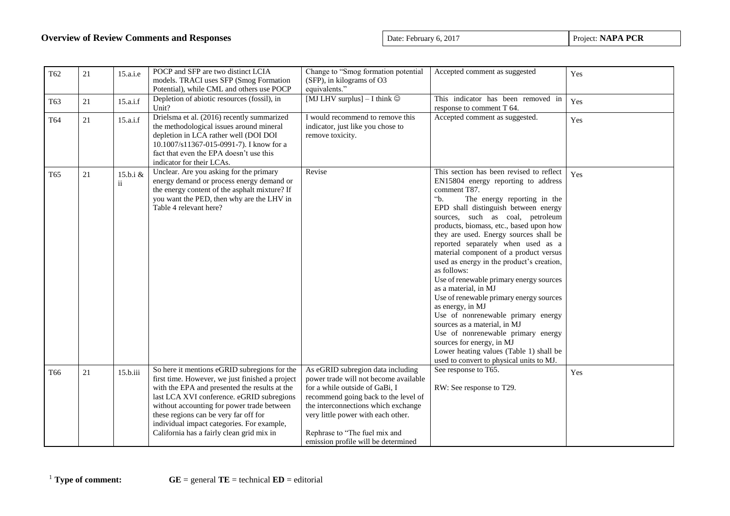## Overview of Review Comments and Responses

| Date: February 6, 2017 | Project: **NAPA PCR** |
|---|---|

| | | | | | | |
|---|---|---|---|---|---|---|
| T62 | 21 | 15.a.i.e | POCP and SFP are two distinct LCIA models. TRACI uses SFP (Smog Formation Potential), while CML and others use POCP | Change to "Smog formation potential (SFP), in kilograms of O3 equivalents." | Accepted comment as suggested | Yes |
| T63 | 21 | 15.a.i.f | Depletion of abiotic resources (fossil), in Unit? | [MJ LHV surplus] – I think ☺ | This indicator has been removed in response to comment T 64. | Yes |
| T64 | 21 | 15.a.i.f | Drielsma et al. (2016) recently summarized the methodological issues around mineral depletion in LCA rather well (DOI DOI 10.1007/s11367-015-0991-7). I know for a fact that even the EPA doesn't use this indicator for their LCAs. | I would recommend to remove this indicator, just like you chose to remove toxicity. | Accepted comment as suggested. | Yes |
| T65 | 21 | 15.b.i & ii | Unclear. Are you asking for the primary energy demand or process energy demand or the energy content of the asphalt mixture? If you want the PED, then why are the LHV in Table 4 relevant here? | Revise | This section has been revised to reflect EN15804 energy reporting to address comment T87.<br>"b. The energy reporting in the EPD shall distinguish between energy sources, such as coal, petroleum products, biomass, etc., based upon how they are used. Energy sources shall be reported separately when used as a material component of a product versus used as energy in the product's creation, as follows:<br>Use of renewable primary energy sources as a material, in MJ<br>Use of renewable primary energy sources as energy, in MJ<br>Use of nonrenewable primary energy sources as a material, in MJ<br>Use of nonrenewable primary energy sources for energy, in MJ<br>Lower heating values (Table 1) shall be used to convert to physical units to MJ. | Yes |
| T66 | 21 | 15.b.iii | So here it mentions eGRID subregions for the first time. However, we just finished a project with the EPA and presented the results at the last LCA XVI conference. eGRID subregions without accounting for power trade between these regions can be very far off for individual impact categories. For example, California has a fairly clean grid mix in | As eGRID subregion data including power trade will not become available for a while outside of GaBi, I recommend going back to the level of the interconnections which exchange very little power with each other.<br><br>Rephrase to "The fuel mix and emission profile will be determined | See response to T65.<br><br>RW: See response to T29. | Yes |

[1] **Type of comment:** **GE** = general **TE** = technical **ED** = editorial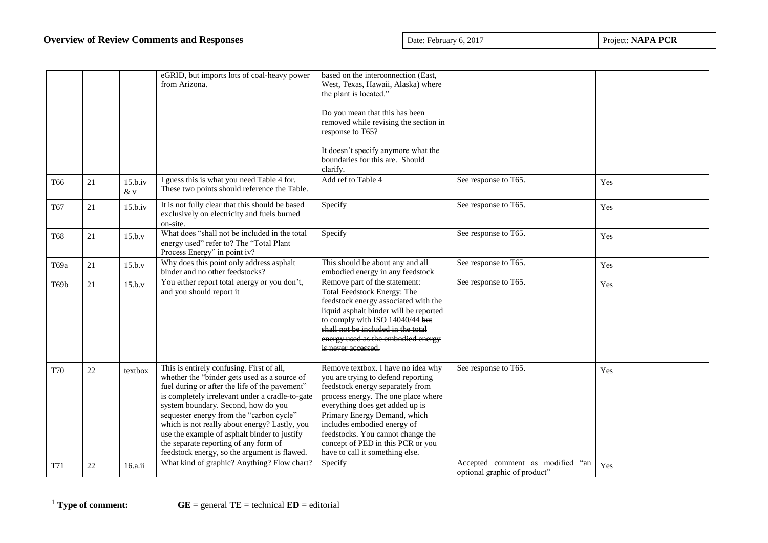## Overview of Review Comments and Responses

Date: February 6, 2017 | Project: **NAPA PCR**

| | | | | | | |
|---|---|---|---|---|---|---|
| | | | eGRID, but imports lots of coal-heavy power from Arizona. | based on the interconnection (East, West, Texas, Hawaii, Alaska) where the plant is located."<br><br>Do you mean that this has been removed while revising the section in response to T65?<br><br>It doesn't specify anymore what the boundaries for this are. Should clarify. | | |
| T66 | 21 | 15.b.iv & v | I guess this is what you need Table 4 for. These two points should reference the Table. | Add ref to Table 4 | See response to T65. | Yes |
| T67 | 21 | 15.b.iv | It is not fully clear that this should be based exclusively on electricity and fuels burned on-site. | Specify | See response to T65. | Yes |
| T68 | 21 | 15.b.v | What does "shall not be included in the total energy used" refer to? The "Total Plant Process Energy" in point iv? | Specify | See response to T65. | Yes |
| T69a | 21 | 15.b.v | Why does this point only address asphalt binder and no other feedstocks? | This should be about any and all embodied energy in any feedstock | See response to T65. | Yes |
| T69b | 21 | 15.b.v | You either report total energy or you don't, and you should report it | Remove part of the statement:<br>Total Feedstock Energy: The feedstock energy associated with the liquid asphalt binder will be reported to comply with ISO 14040/44 ~~but shall not be included in the total energy used as the embodied energy is never accessed.~~ | See response to T65. | Yes |
| T70 | 22 | textbox | This is entirely confusing. First of all, whether the "binder gets used as a source of fuel during or after the life of the pavement" is completely irrelevant under a cradle-to-gate system boundary. Second, how do you sequester energy from the "carbon cycle" which is not really about energy? Lastly, you use the example of asphalt binder to justify the separate reporting of any form of feedstock energy, so the argument is flawed. | Remove textbox. I have no idea why you are trying to defend reporting feedstock energy separately from process energy. The one place where everything does get added up is Primary Energy Demand, which includes embodied energy of feedstocks. You cannot change the concept of PED in this PCR or you have to call it something else. | See response to T65. | Yes |
| T71 | 22 | 16.a.ii | What kind of graphic? Anything? Flow chart? | Specify | Accepted comment as modified "an optional graphic of product" | Yes |

[1] **Type of comment:** **GE** = general **TE** = technical **ED** = editorial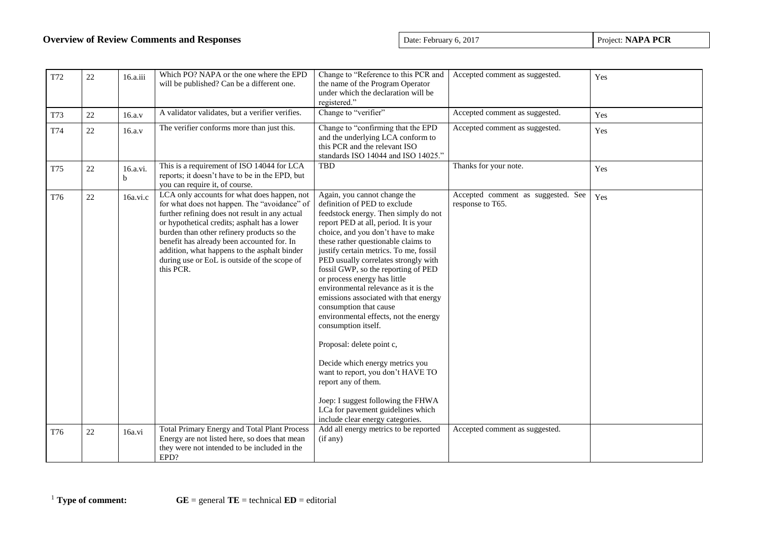| T72 | 22 | 16.a.iii | Which PO? NAPA or the one where the EPD will be published? Can be a different one. | Change to "Reference to this PCR and the name of the Program Operator under which the declaration will be registered." | Accepted comment as suggested. | Yes |
|---|---|---|---|---|---|---|
| T73 | 22 | 16.a.v | A validator validates, but a verifier verifies. | Change to "verifier" | Accepted comment as suggested. | Yes |
| T74 | 22 | 16.a.v | The verifier conforms more than just this. | Change to "confirming that the EPD and the underlying LCA conform to this PCR and the relevant ISO standards ISO 14044 and ISO 14025." | Accepted comment as suggested. | Yes |
| T75 | 22 | 16.a.vi.b | This is a requirement of ISO 14044 for LCA reports; it doesn't have to be in the EPD, but you can require it, of course. | TBD | Thanks for your note. | Yes |
| T76 | 22 | 16a.vi.c | LCA only accounts for what does happen, not for what does not happen. The "avoidance" of further refining does not result in any actual or hypothetical credits; asphalt has a lower burden than other refinery products so the benefit has already been accounted for. In addition, what happens to the asphalt binder during use or EoL is outside of the scope of this PCR. | Again, you cannot change the definition of PED to exclude feedstock energy. Then simply do not report PED at all, period. It is your choice, and you don't have to make these rather questionable claims to justify certain metrics. To me, fossil PED usually correlates strongly with fossil GWP, so the reporting of PED or process energy has little environmental relevance as it is the emissions associated with that energy consumption that cause environmental effects, not the energy consumption itself.<br><br>Proposal: delete point c,<br><br>Decide which energy metrics you want to report, you don't HAVE TO report any of them.<br><br>Joep: I suggest following the FHWA LCa for pavement guidelines which include clear energy categories. | Accepted comment as suggested. See response to T65. | Yes |
| T76 | 22 | 16a.vi | Total Primary Energy and Total Plant Process Energy are not listed here, so does that mean they were not intended to be included in the EPD? | Add all energy metrics to be reported (if any) | Accepted comment as suggested. | |

[1] **Type of comment:** **GE** = general **TE** = technical **ED** = editorial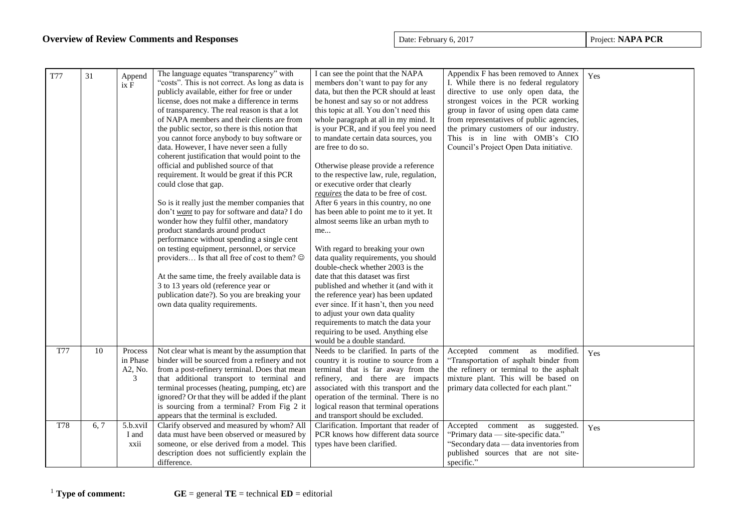| T77 | 31 | Appendix F | The language equates "transparency" with "costs". This is not correct. As long as data is publicly available, either for free or under license, does not make a difference in terms of transparency. The real reason is that a lot of NAPA members and their clients are from the public sector, so there is this notion that you cannot force anybody to buy software or data. However, I have never seen a fully coherent justification that would point to the official and published source of that requirement. It would be great if this PCR could close that gap.<br><br>So is it really just the member companies that don't *want* to pay for software and data? I do wonder how they fulfil other, mandatory product standards around product performance without spending a single cent on testing equipment, personnel, or service providers… Is that all free of cost to them? ☺<br><br>At the same time, the freely available data is 3 to 13 years old (reference year or publication date?). So you are breaking your own data quality requirements. | I can see the point that the NAPA members don't want to pay for any data, but then the PCR should at least be honest and say so or not address this topic at all. You don't need this whole paragraph at all in my mind. It is your PCR, and if you feel you need to mandate certain data sources, you are free to do so.<br><br>Otherwise please provide a reference to the respective law, rule, regulation, or executive order that clearly ***requires*** the data to be free of cost. After 6 years in this country, no one has been able to point me to it yet. It almost seems like an urban myth to me...<br><br>With regard to breaking your own data quality requirements, you should double-check whether 2003 is the date that this dataset was first published and whether it (and with it the reference year) has been updated ever since. If it hasn't, then you need to adjust your own data quality requirements to match the data your requiring to be used. Anything else would be a double standard. | Appendix F has been removed to Annex I. While there is no federal regulatory directive to use only open data, the strongest voices in the PCR working group in favor of using open data came from representatives of public agencies, the primary customers of our industry. This is in line with OMB's CIO Council's Project Open Data initiative. | Yes |
|---|---|---|---|---|---|---|
| T77 | 10 | Process in Phase A2, No. 3 | Not clear what is meant by the assumption that binder will be sourced from a refinery and not from a post-refinery terminal. Does that mean that additional transport to terminal and terminal processes (heating, pumping, etc) are ignored? Or that they will be added if the plant is sourcing from a terminal? From Fig 2 it appears that the terminal is excluded. | Needs to be clarified. In parts of the country it is routine to source from a terminal that is far away from the refinery, and there are impacts associated with this transport and the operation of the terminal. There is no logical reason that terminal operations and transport should be excluded. | Accepted comment as modified. "Transportation of asphalt binder from the refinery or terminal to the asphalt mixture plant. This will be based on primary data collected for each plant." | Yes |
| T78 | 6, 7 | 5.b.xviI I and xxii | Clarify observed and measured by whom? All data must have been observed or measured by someone, or else derived from a model. This description does not sufficiently explain the difference. | Clarification. Important that reader of PCR knows how different data source types have been clarified. | Accepted comment as suggested. "Primary data — site-specific data." "Secondary data — data inventories from published sources that are not site-specific." | Yes |

[1] **Type of comment:** **GE** = general **TE** = technical **ED** = editorial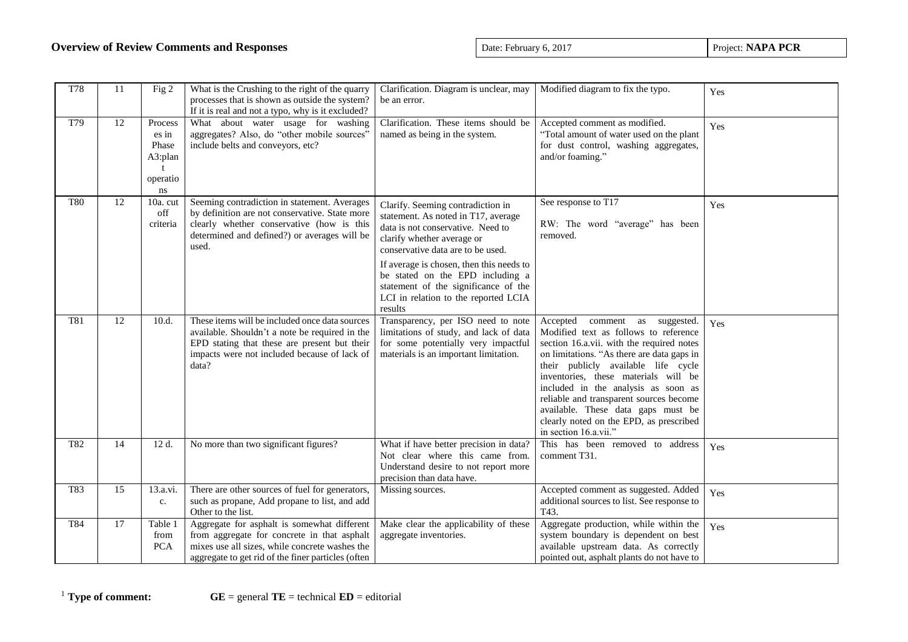# Overview of Review Comments and Responses

| Date: February 6, 2017 | Project: **NAPA PCR** |
|---|---|

| | | | | | | |
|---|---|---|---|---|---|---|
| T78 | 11 | Fig 2 | What is the Crushing to the right of the quarry processes that is shown as outside the system? If it is real and not a typo, why is it excluded? | Clarification. Diagram is unclear, may be an error. | Modified diagram to fix the typo. | Yes |
| T79 | 12 | Processes in Phase A3:plant operations | What about water usage for washing aggregates? Also, do "other mobile sources" include belts and conveyors, etc? | Clarification. These items should be named as being in the system. | Accepted comment as modified. "Total amount of water used on the plant for dust control, washing aggregates, and/or foaming." | Yes |
| T80 | 12 | 10a. cut off criteria | Seeming contradiction in statement. Averages by definition are not conservative. State more clearly whether conservative (how is this determined and defined?) or averages will be used. | Clarify. Seeming contradiction in statement. As noted in T17, average data is not conservative. Need to clarify whether average or conservative data are to be used.<br><br>If average is chosen, then this needs to be stated on the EPD including a statement of the significance of the LCI in relation to the reported LCIA results | See response to T17<br><br>RW: The word "average" has been removed. | Yes |
| T81 | 12 | 10.d. | These items will be included once data sources available. Shouldn't a note be required in the EPD stating that these are present but their impacts were not included because of lack of data? | Transparency, per ISO need to note limitations of study, and lack of data for some potentially very impactful materials is an important limitation. | Accepted comment as suggested. Modified text as follows to reference section 16.a.vii. with the required notes on limitations. "As there are data gaps in their publicly available life cycle inventories, these materials will be included in the analysis as soon as reliable and transparent sources become available. These data gaps must be clearly noted on the EPD, as prescribed in section 16.a.vii." | Yes |
| T82 | 14 | 12 d. | No more than two significant figures? | What if have better precision in data? Not clear where this came from. Understand desire to not report more precision than data have. | This has been removed to address comment T31. | Yes |
| T83 | 15 | 13.a.vi. c. | There are other sources of fuel for generators, such as propane, Add propane to list, and add Other to the list. | Missing sources. | Accepted comment as suggested. Added additional sources to list. See response to T43. | Yes |
| T84 | 17 | Table 1 from PCA | Aggregate for asphalt is somewhat different from aggregate for concrete in that asphalt mixes use all sizes, while concrete washes the aggregate to get rid of the finer particles (often | Make clear the applicability of these aggregate inventories. | Aggregate production, while within the system boundary is dependent on best available upstream data. As correctly pointed out, asphalt plants do not have to | Yes |

[1] **Type of comment:** **GE** = general **TE** = technical **ED** = editorial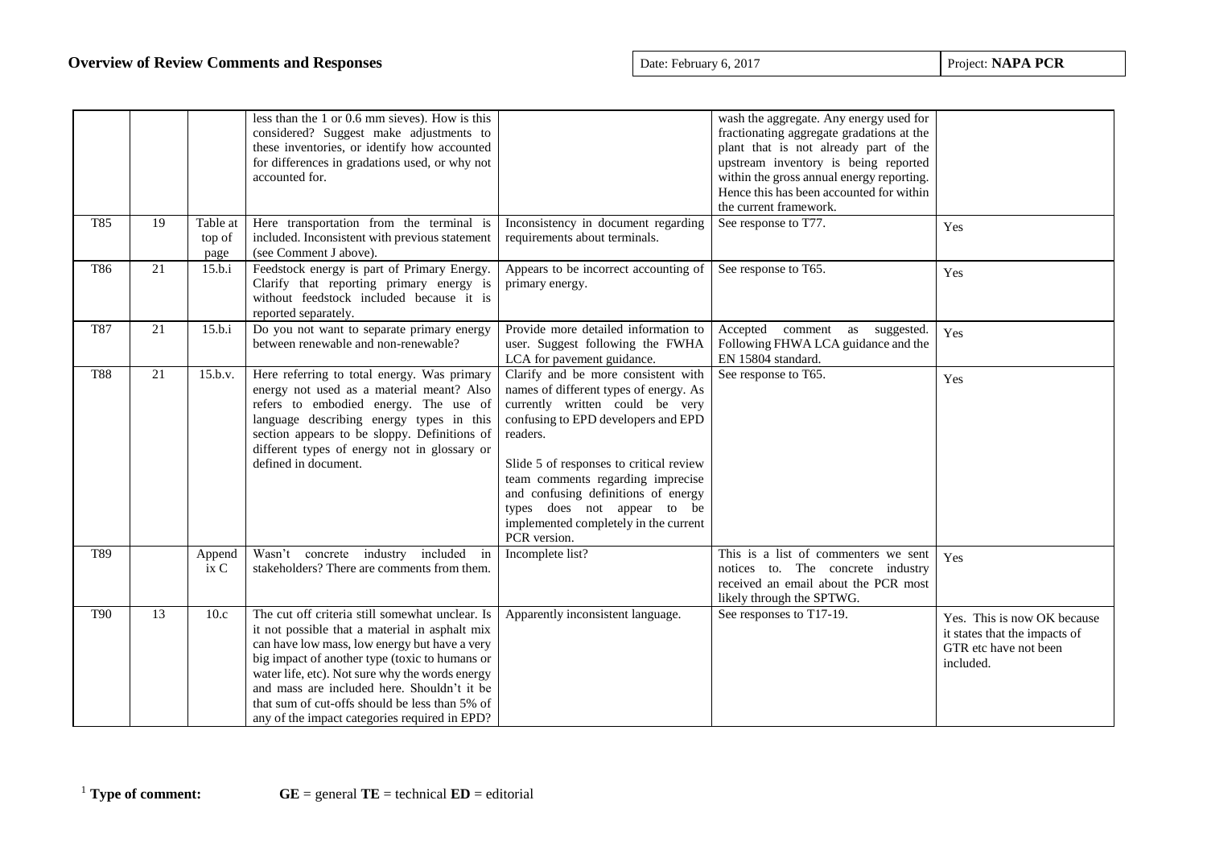## Overview of Review Comments and Responses

| | | | | | | |
|---|---|---|---|---|---|---|
| | | | less than the 1 or 0.6 mm sieves). How is this considered? Suggest make adjustments to these inventories, or identify how accounted for differences in gradations used, or why not accounted for. | | wash the aggregate. Any energy used for fractionating aggregate gradations at the plant that is not already part of the upstream inventory is being reported within the gross annual energy reporting. Hence this has been accounted for within the current framework. | |
| T85 | 19 | Table at top of page | Here transportation from the terminal is included. Inconsistent with previous statement (see Comment J above). | Inconsistency in document regarding requirements about terminals. | See response to T77. | Yes |
| T86 | 21 | 15.b.i | Feedstock energy is part of Primary Energy. Clarify that reporting primary energy is without feedstock included because it is reported separately. | Appears to be incorrect accounting of primary energy. | See response to T65. | Yes |
| T87 | 21 | 15.b.i | Do you not want to separate primary energy between renewable and non-renewable? | Provide more detailed information to user. Suggest following the FWHA LCA for pavement guidance. | Accepted comment as suggested. Following FHWA LCA guidance and the EN 15804 standard. | Yes |
| T88 | 21 | 15.b.v. | Here referring to total energy. Was primary energy not used as a material meant? Also refers to embodied energy. The use of language describing energy types in this section appears to be sloppy. Definitions of different types of energy not in glossary or defined in document. | Clarify and be more consistent with names of different types of energy. As currently written could be very confusing to EPD developers and EPD readers.<br><br>Slide 5 of responses to critical review team comments regarding imprecise and confusing definitions of energy types does not appear to be implemented completely in the current PCR version. | See response to T65. | Yes |
| T89 | | Appendix C | Wasn't concrete industry included in stakeholders? There are comments from them. | Incomplete list? | This is a list of commenters we sent notices to. The concrete industry received an email about the PCR most likely through the SPTWG. | Yes |
| T90 | 13 | 10.c | The cut off criteria still somewhat unclear. Is it not possible that a material in asphalt mix can have low mass, low energy but have a very big impact of another type (toxic to humans or water life, etc). Not sure why the words energy and mass are included here. Shouldn't it be that sum of cut-offs should be less than 5% of any of the impact categories required in EPD? | Apparently inconsistent language. | See responses to T17-19. | Yes. This is now OK because it states that the impacts of GTR etc have not been included. |

[1] **Type of comment:** **GE** = general **TE** = technical **ED** = editorial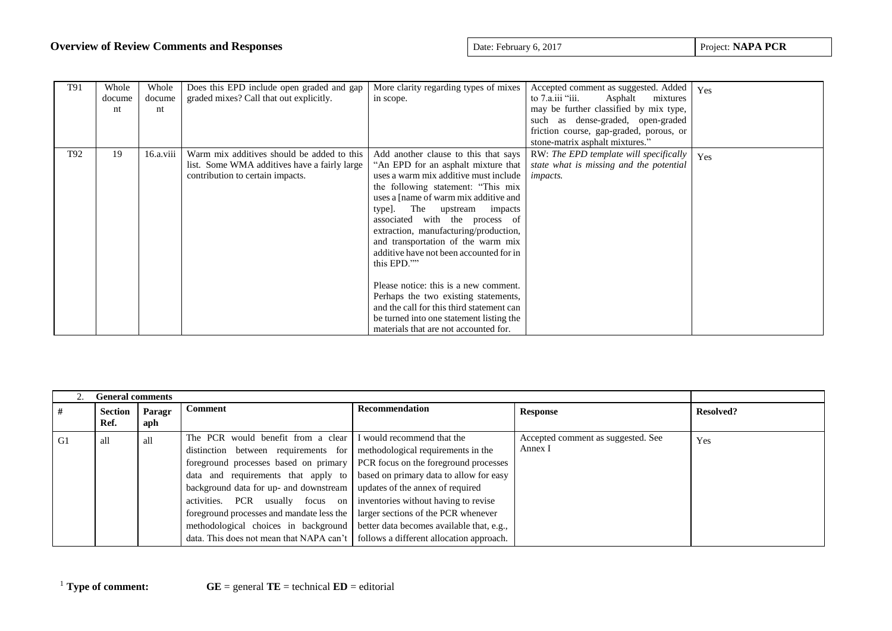| T91 | Whole document | Whole document | Does this EPD include open graded and gap graded mixes? Call that out explicitly. | More clarity regarding types of mixes in scope. | Accepted comment as suggested. Added to 7.a.iii "iii. Asphalt mixtures may be further classified by mix type, such as dense-graded, open-graded friction course, gap-graded, porous, or stone-matrix asphalt mixtures." | Yes |
|---|---|---|---|---|---|---|
| T92 | 19 | 16.a.viii | Warm mix additives should be added to this list. Some WMA additives have a fairly large contribution to certain impacts. | Add another clause to this that says "An EPD for an asphalt mixture that uses a warm mix additive must include the following statement: "This mix uses a [name of warm mix additive and type]. The upstream impacts associated with the process of extraction, manufacturing/production, and transportation of the warm mix additive have not been accounted for in this EPD."" <br><br> Please notice: this is a new comment. Perhaps the two existing statements, and the call for this third statement can be turned into one statement listing the materials that are not accounted for. | RW: *The EPD template will specifically state what is missing and the potential impacts.* | Yes |

| 2. General comments | | | | | | |
|---|---|---|---|---|---|---|
| **#** | **Section Ref.** | **Paragraph** | **Comment** | **Recommendation** | **Response** | **Resolved?** |
| G1 | all | all | The PCR would benefit from a clear distinction between requirements for foreground processes based on primary data and requirements that apply to background data for up- and downstream activities. PCR usually focus on foreground processes and mandate less the methodological choices in background data. This does not mean that NAPA can't | I would recommend that the methodological requirements in the PCR focus on the foreground processes based on primary data to allow for easy updates of the annex of required inventories without having to revise larger sections of the PCR whenever better data becomes available that, e.g., follows a different allocation approach. | Accepted comment as suggested. See Annex I | Yes |

[1] **Type of comment:** **GE** = general **TE** = technical **ED** = editorial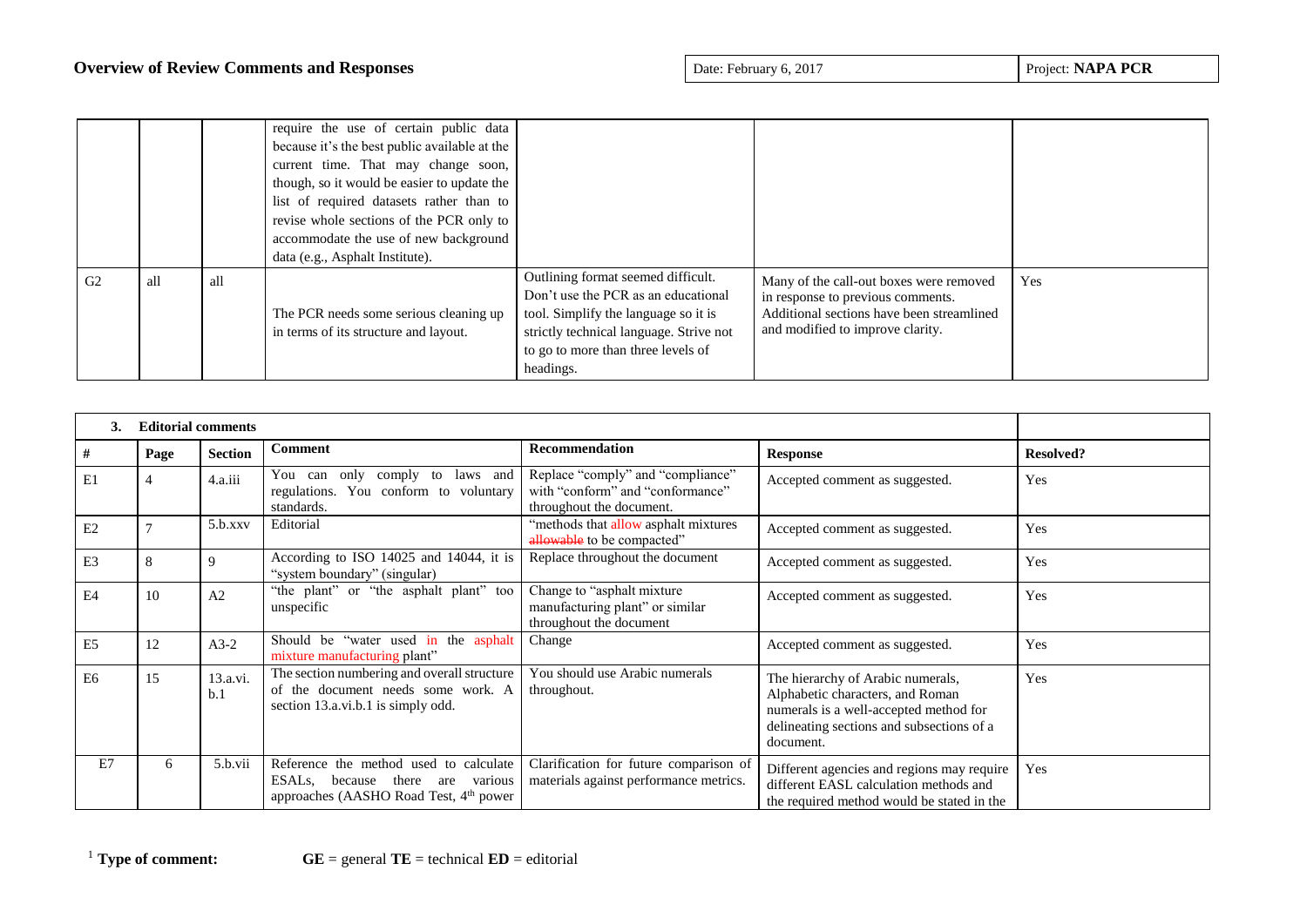| | | | require the use of certain public data because it's the best public available at the current time. That may change soon, though, so it would be easier to update the list of required datasets rather than to revise whole sections of the PCR only to accommodate the use of new background data (e.g., Asphalt Institute). | | | |
|---|---|---|---|---|---|---|
| G2 | all | all | The PCR needs some serious cleaning up in terms of its structure and layout. | Outlining format seemed difficult. Don't use the PCR as an educational tool. Simplify the language so it is strictly technical language. Strive not to go to more than three levels of headings. | Many of the call-out boxes were removed in response to previous comments. Additional sections have been streamlined and modified to improve clarity. | Yes |

| **3. Editorial comments** | | | | | | |
|---|---|---|---|---|---|---|
| **#** | **Page** | **Section** | **Comment** | **Recommendation** | **Response** | **Resolved?** |
| E1 | 4 | 4.a.iii | You can only comply to laws and regulations. You conform to voluntary standards. | Replace "comply" and "compliance" with "conform" and "conformance" throughout the document. | Accepted comment as suggested. | Yes |
| E2 | 7 | 5.b.xxv | Editorial | "methods that allow asphalt mixtures ~~allowable~~ to be compacted" | Accepted comment as suggested. | Yes |
| E3 | 8 | 9 | According to ISO 14025 and 14044, it is "system boundary" (singular) | Replace throughout the document | Accepted comment as suggested. | Yes |
| E4 | 10 | A2 | "the plant" or "the asphalt plant" too unspecific | Change to "asphalt mixture manufacturing plant" or similar throughout the document | Accepted comment as suggested. | Yes |
| E5 | 12 | A3-2 | Should be "water used in the asphalt mixture manufacturing plant" | Change | Accepted comment as suggested. | Yes |
| E6 | 15 | 13.a.vi.b.1 | The section numbering and overall structure of the document needs some work. A section 13.a.vi.b.1 is simply odd. | You should use Arabic numerals throughout. | The hierarchy of Arabic numerals, Alphabetic characters, and Roman numerals is a well-accepted method for delineating sections and subsections of a document. | Yes |
| E7 | 6 | 5.b.vii | Reference the method used to calculate ESALs, because there are various approaches (AASHO Road Test, 4th power | Clarification for future comparison of materials against performance metrics. | Different agencies and regions may require different EASL calculation methods and the required method would be stated in the | Yes |

[1] **Type of comment:** **GE** = general **TE** = technical **ED** = editorial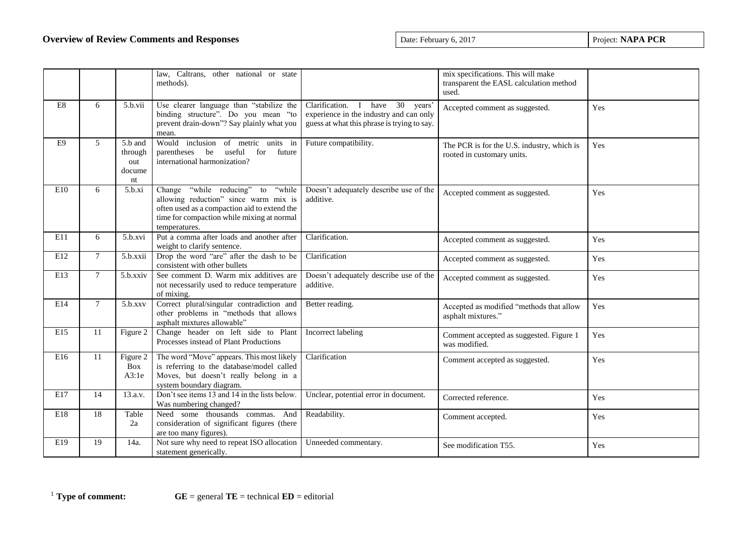## Overview of Review Comments and Responses

Date: February 6, 2017 | Project: **NAPA PCR**

| | | | | | | |
|---|---|---|---|---|---|---|
| | | | law, Caltrans, other national or state methods). | | mix specifications. This will make transparent the EASL calculation method used. | |
| E8 | 6 | 5.b.vii | Use clearer language than "stabilize the binding structure". Do you mean "to prevent drain-down"? Say plainly what you mean. | Clarification. I have 30 years' experience in the industry and can only guess at what this phrase is trying to say. | Accepted comment as suggested. | Yes |
| E9 | 5 | 5.b and through out docume nt | Would inclusion of metric units in parentheses be useful for future international harmonization? | Future compatibility. | The PCR is for the U.S. industry, which is rooted in customary units. | Yes |
| E10 | 6 | 5.b.xi | Change "while reducing" to "while allowing reduction" since warm mix is often used as a compaction aid to extend the time for compaction while mixing at normal temperatures. | Doesn't adequately describe use of the additive. | Accepted comment as suggested. | Yes |
| E11 | 6 | 5.b.xvi | Put a comma after loads and another after weight to clarify sentence. | Clarification. | Accepted comment as suggested. | Yes |
| E12 | 7 | 5.b.xxii | Drop the word "are" after the dash to be consistent with other bullets | Clarification | Accepted comment as suggested. | Yes |
| E13 | 7 | 5.b.xxiv | See comment D. Warm mix additives are not necessarily used to reduce temperature of mixing. | Doesn't adequately describe use of the additive. | Accepted comment as suggested. | Yes |
| E14 | 7 | 5.b.xxv | Correct plural/singular contradiction and other problems in "methods that allows asphalt mixtures allowable" | Better reading. | Accepted as modified "methods that allow asphalt mixtures." | Yes |
| E15 | 11 | Figure 2 | Change header on left side to Plant Processes instead of Plant Productions | Incorrect labeling | Comment accepted as suggested. Figure 1 was modified. | Yes |
| E16 | 11 | Figure 2 Box A3:1e | The word "Move" appears. This most likely is referring to the database/model called Moves, but doesn't really belong in a system boundary diagram. | Clarification | Comment accepted as suggested. | Yes |
| E17 | 14 | 13.a.v. | Don't see items 13 and 14 in the lists below. Was numbering changed? | Unclear, potential error in document. | Corrected reference. | Yes |
| E18 | 18 | Table 2a | Need some thousands commas. And consideration of significant figures (there are too many figures). | Readability. | Comment accepted. | Yes |
| E19 | 19 | 14a. | Not sure why need to repeat ISO allocation statement generically. | Unneeded commentary. | See modification T55. | Yes |

[1] **Type of comment:** **GE** = general **TE** = technical **ED** = editorial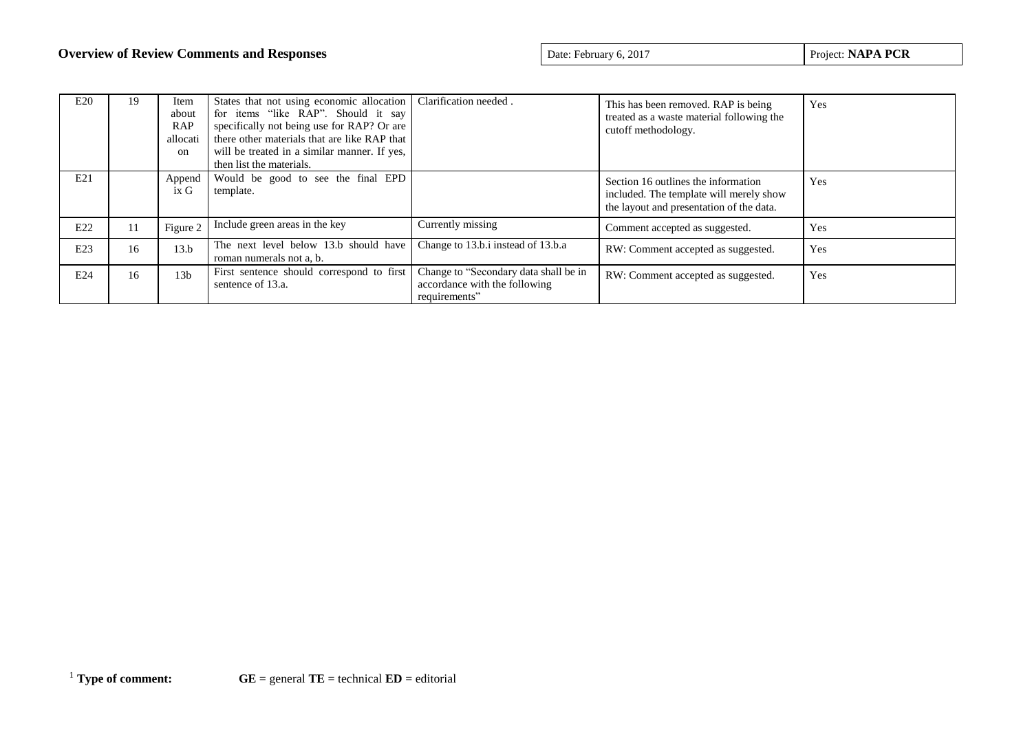| | | | | | | |
|---|---|---|---|---|---|---|
| E20 | 19 | Item about RAP allocation | States that not using economic allocation for items "like RAP". Should it say specifically not being use for RAP? Or are there other materials that are like RAP that will be treated in a similar manner. If yes, then list the materials. | Clarification needed . | This has been removed. RAP is being treated as a waste material following the cutoff methodology. | Yes |
| E21 | | Appendix G | Would be good to see the final EPD template. | | Section 16 outlines the information included. The template will merely show the layout and presentation of the data. | Yes |
| E22 | 11 | Figure 2 | Include green areas in the key | Currently missing | Comment accepted as suggested. | Yes |
| E23 | 16 | 13.b | The next level below 13.b should have roman numerals not a, b. | Change to 13.b.i instead of 13.b.a | RW: Comment accepted as suggested. | Yes |
| E24 | 16 | 13b | First sentence should correspond to first sentence of 13.a. | Change to "Secondary data shall be in accordance with the following requirements" | RW: Comment accepted as suggested. | Yes |

[1] **Type of comment:** **GE** = general **TE** = technical **ED** = editorial